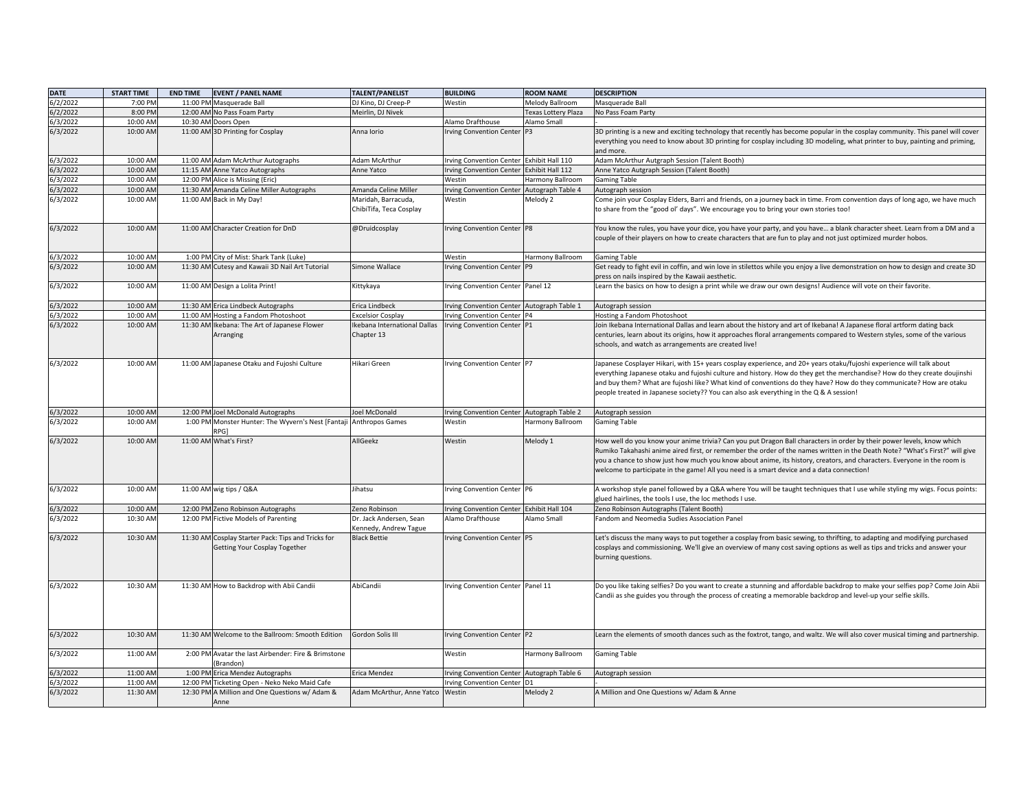| DATE | START TIME | END TIME | EVENT / PANEL NAME | TALENT/PANELIST | BUILDING | ROOM NAME | DESCRIPTION |
|---|---|---|---|---|---|---|---|
| 6/2/2022 | 7:00 PM | 11:00 PM | Masquerade Ball | DJ Kino, DJ Creep-P | Westin | Melody Ballroom | Masquerade Ball |
| 6/2/2022 | 8:00 PM | 12:00 AM | No Pass Foam Party | Meirlin, DJ Nivek | | Texas Lottery Plaza | No Pass Foam Party |
| 6/3/2022 | 10:00 AM | 10:30 AM | Doors Open | | Alamo Drafthouse | Alamo Small | - |
| 6/3/2022 | 10:00 AM | 11:00 AM | 3D Printing for Cosplay | Anna Iorio | Irving Convention Center | P3 | 3D printing is a new and exciting technology that recently has become popular in the cosplay community. This panel will cover everything you need to know about 3D printing for cosplay including 3D modeling, what printer to buy, painting and priming, and more. |
| 6/3/2022 | 10:00 AM | 11:00 AM | Adam McArthur Autographs | Adam McArthur | Irving Convention Center | Exhibit Hall 110 | Adam McArthur Autgraph Session (Talent Booth) |
| 6/3/2022 | 10:00 AM | 11:15 AM | Anne Yatco Autographs | Anne Yatco | Irving Convention Center | Exhibit Hall 112 | Anne Yatco Autgraph Session (Talent Booth) |
| 6/3/2022 | 10:00 AM | 12:00 PM | Alice is Missing (Eric) | | Westin | Harmony Ballroom | Gaming Table |
| 6/3/2022 | 10:00 AM | 11:30 AM | Amanda Celine Miller Autographs | Amanda Celine Miller | Irving Convention Center | Autograph Table 4 | Autograph session |
| 6/3/2022 | 10:00 AM | 11:00 AM | Back in My Day! | Maridah, Barracuda, ChibiTifa, Teca Cosplay | Westin | Melody 2 | Come join your Cosplay Elders, Barri and friends, on a journey back in time. From convention days of long ago, we have much to share from the "good ol' days". We encourage you to bring your own stories too! |
| 6/3/2022 | 10:00 AM | 11:00 AM | Character Creation for DnD | @Druidcosplay | Irving Convention Center | P8 | You know the rules, you have your dice, you have your party, and you have... a blank character sheet. Learn from a DM and a couple of their players on how to create characters that are fun to play and not just optimized murder hobos. |
| 6/3/2022 | 10:00 AM | 1:00 PM | City of Mist: Shark Tank (Luke) | | Westin | Harmony Ballroom | Gaming Table |
| 6/3/2022 | 10:00 AM | 11:30 AM | Cutesy and Kawaii 3D Nail Art Tutorial | Simone Wallace | Irving Convention Center | P9 | Get ready to fight evil in coffin, and win love in stilettos while you enjoy a live demonstration on how to design and create 3D press on nails inspired by the Kawaii aesthetic. |
| 6/3/2022 | 10:00 AM | 11:00 AM | Design a Lolita Print! | Kittykaya | Irving Convention Center | Panel 12 | Learn the basics on how to design a print while we draw our own designs! Audience will vote on their favorite. |
| 6/3/2022 | 10:00 AM | 11:30 AM | Erica Lindbeck Autographs | Erica Lindbeck | Irving Convention Center | Autograph Table 1 | Autograph session |
| 6/3/2022 | 10:00 AM | 11:00 AM | Hosting a Fandom Photoshoot | Excelsior Cosplay | Irving Convention Center | P4 | Hosting a Fandom Photoshoot |
| 6/3/2022 | 10:00 AM | 11:30 AM | Ikebana: The Art of Japanese Flower Arranging | Ikebana International Dallas Chapter 13 | Irving Convention Center | P1 | Join Ikebana International Dallas and learn about the history and art of Ikebana! A Japanese floral artform dating back centuries, learn about its origins, how it approaches floral arrangements compared to Western styles, some of the various schools, and watch as arrangements are created live! |
| 6/3/2022 | 10:00 AM | 11:00 AM | Japanese Otaku and Fujoshi Culture | Hikari Green | Irving Convention Center | P7 | Japanese Cosplayer Hikari, with 15+ years cosplay experience, and 20+ years otaku/fujoshi experience will talk about everything Japanese otaku and fujoshi culture and history. How do they get the merchandise? How do they create doujinshi and buy them? What are fujoshi like? What kind of conventions do they have? How do they communicate? How are otaku people treated in Japanese society?? You can also ask everything in the Q & A session! |
| 6/3/2022 | 10:00 AM | 12:00 PM | Joel McDonald Autographs | Joel McDonald | Irving Convention Center | Autograph Table 2 | Autograph session |
| 6/3/2022 | 10:00 AM | 1:00 PM | Monster Hunter: The Wyvern's Nest [Fantaji RPG] | Anthropos Games | Westin | Harmony Ballroom | Gaming Table |
| 6/3/2022 | 10:00 AM | 11:00 AM | What's First? | AllGeekz | Westin | Melody 1 | How well do you know your anime trivia? Can you put Dragon Ball characters in order by their power levels, know which Rumiko Takahashi anime aired first, or remember the order of the names written in the Death Note? "What's First?" will give you a chance to show just how much you know about anime, its history, creators, and characters. Everyone in the room is welcome to participate in the game! All you need is a smart device and a data connection! |
| 6/3/2022 | 10:00 AM | 11:00 AM | wig tips / Q&A | Jihatsu | Irving Convention Center | P6 | A workshop style panel followed by a Q&A where You will be taught techniques that I use while styling my wigs. Focus points: glued hairlines, the tools I use, the loc methods I use. |
| 6/3/2022 | 10:00 AM | 12:00 PM | Zeno Robinson Autographs | Zeno Robinson | Irving Convention Center | Exhibit Hall 104 | Zeno Robinson Autographs (Talent Booth) |
| 6/3/2022 | 10:30 AM | 12:00 PM | Fictive Models of Parenting | Dr. Jack Andersen, Sean Kennedy, Andrew Tague | Alamo Drafthouse | Alamo Small | Fandom and Neomedia Sudies Association Panel |
| 6/3/2022 | 10:30 AM | 11:30 AM | Cosplay Starter Pack: Tips and Tricks for Getting Your Cosplay Together | Black Bettie | Irving Convention Center | P5 | Let's discuss the many ways to put together a cosplay from basic sewing, to thrifting, to adapting and modifying purchased cosplays and commissioning. We'll give an overview of many cost saving options as well as tips and tricks and answer your burning questions. |
| 6/3/2022 | 10:30 AM | 11:30 AM | How to Backdrop with Abii Candii | AbiCandii | Irving Convention Center | Panel 11 | Do you like taking selfies? Do you want to create a stunning and affordable backdrop to make your selfies pop? Come Join Abii Candii as she guides you through the process of creating a memorable backdrop and level-up your selfie skills. |
| 6/3/2022 | 10:30 AM | 11:30 AM | Welcome to the Ballroom: Smooth Edition | Gordon Solis III | Irving Convention Center | P2 | Learn the elements of smooth dances such as the foxtrot, tango, and waltz. We will also cover musical timing and partnership. |
| 6/3/2022 | 11:00 AM | 2:00 PM | Avatar the last Airbender: Fire & Brimstone (Brandon) | | Westin | Harmony Ballroom | Gaming Table |
| 6/3/2022 | 11:00 AM | 1:00 PM | Erica Mendez Autographs | Erica Mendez | Irving Convention Center | Autograph Table 6 | Autograph session |
| 6/3/2022 | 11:00 AM | 12:00 PM | Ticketing Open - Neko Neko Maid Cafe | | Irving Convention Center | D1 | - |
| 6/3/2022 | 11:30 AM | 12:30 PM | A Million and One Questions w/ Adam & Anne | Adam McArthur, Anne Yatco | Westin | Melody 2 | A Million and One Questions w/ Adam & Anne |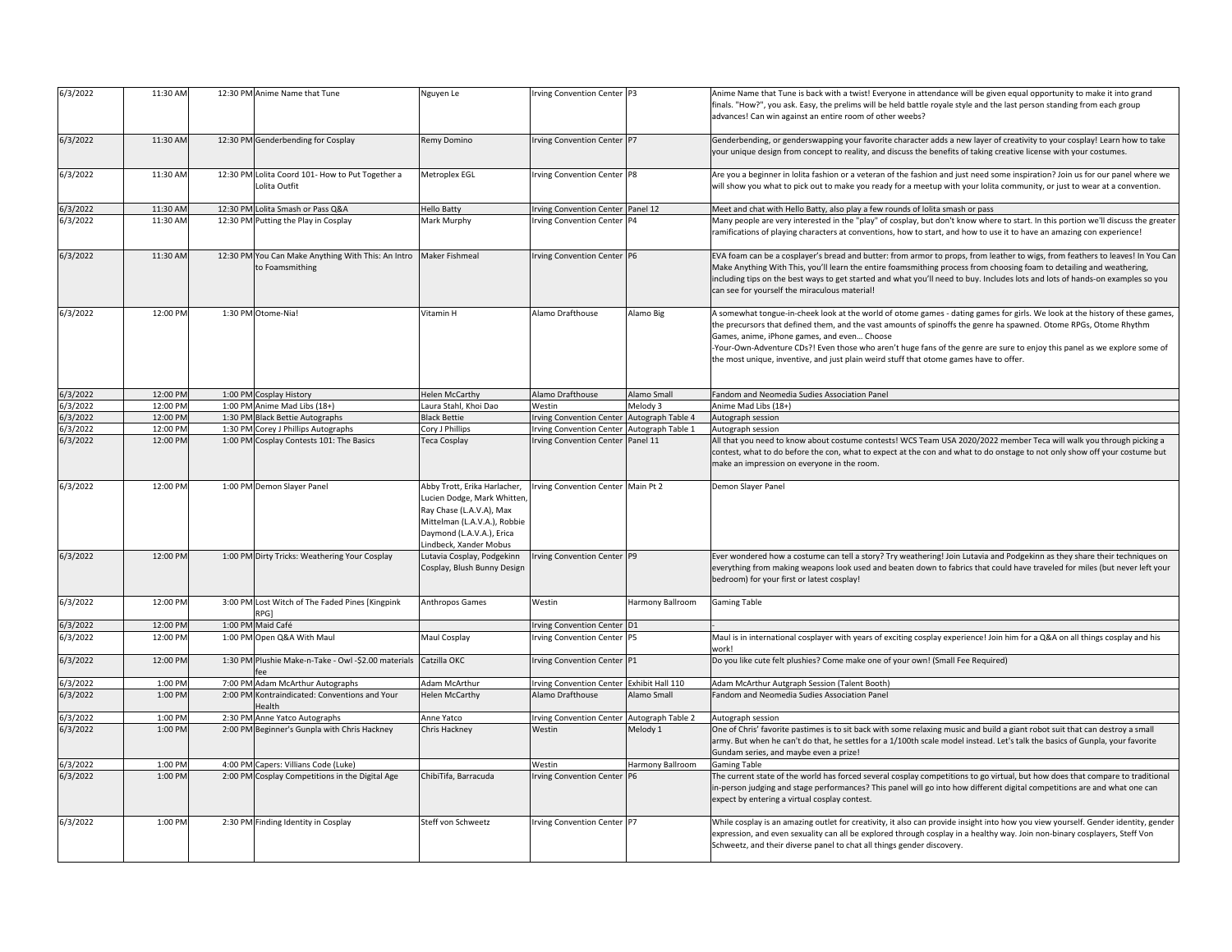| | | | | | | | |
|---|---|---|---|---|---|---|---|
| 6/3/2022 | 11:30 AM | 12:30 PM | Anime Name that Tune | Nguyen Le | Irving Convention Center | P3 | Anime Name that Tune is back with a twist! Everyone in attendance will be given equal opportunity to make it into grand finals. "How?", you ask. Easy, the prelims will be held battle royale style and the last person standing from each group advances! Can win against an entire room of other weebs? |
| 6/3/2022 | 11:30 AM | 12:30 PM | Genderbending for Cosplay | Remy Domino | Irving Convention Center | P7 | Genderbending, or genderswapping your favorite character adds a new layer of creativity to your cosplay! Learn how to take your unique design from concept to reality, and discuss the benefits of taking creative license with your costumes. |
| 6/3/2022 | 11:30 AM | 12:30 PM | Lolita Coord 101- How to Put Together a Lolita Outfit | Metroplex EGL | Irving Convention Center | P8 | Are you a beginner in lolita fashion or a veteran of the fashion and just need some inspiration? Join us for our panel where we will show you what to pick out to make you ready for a meetup with your lolita community, or just to wear at a convention. |
| 6/3/2022 | 11:30 AM | 12:30 PM | Lolita Smash or Pass Q&A | Hello Batty | Irving Convention Center | Panel 12 | Meet and chat with Hello Batty, also play a few rounds of lolita smash or pass |
| 6/3/2022 | 11:30 AM | 12:30 PM | Putting the Play in Cosplay | Mark Murphy | Irving Convention Center | P4 | Many people are very interested in the "play" of cosplay, but don't know where to start. In this portion we'll discuss the greater ramifications of playing characters at conventions, how to start, and how to use it to have an amazing con experience! |
| 6/3/2022 | 11:30 AM | 12:30 PM | You Can Make Anything With This: An Intro to Foamsmithing | Maker Fishmeal | Irving Convention Center | P6 | EVA foam can be a cosplayer's bread and butter: from armor to props, from leather to wigs, from feathers to leaves! In You Can Make Anything With This, you'll learn the entire foamsmithing process from choosing foam to detailing and weathering, including tips on the best ways to get started and what you'll need to buy. Includes lots and lots of hands-on examples so you can see for yourself the miraculous material! |
| 6/3/2022 | 12:00 PM | 1:30 PM | Otome-Nia! | Vitamin H | Alamo Drafthouse | Alamo Big | A somewhat tongue-in-cheek look at the world of otome games - dating games for girls. We look at the history of these games, the precursors that defined them, and the vast amounts of spinoffs the genre ha spawned. Otome RPGs, Otome Rhythm Games, anime, iPhone games, and even… Choose -Your-Own-Adventure CDs?! Even those who aren't huge fans of the genre are sure to enjoy this panel as we explore some of the most unique, inventive, and just plain weird stuff that otome games have to offer. |
| 6/3/2022 | 12:00 PM | 1:00 PM | Cosplay History | Helen McCarthy | Alamo Drafthouse | Alamo Small | Fandom and Neomedia Sudies Association Panel |
| 6/3/2022 | 12:00 PM | 1:00 PM | Anime Mad Libs (18+) | Laura Stahl, Khoi Dao | Westin | Melody 3 | Anime Mad Libs (18+) |
| 6/3/2022 | 12:00 PM | 1:30 PM | Black Bettie Autographs | Black Bettie | Irving Convention Center | Autograph Table 4 | Autograph session |
| 6/3/2022 | 12:00 PM | 1:30 PM | Corey J Phillips Autographs | Cory J Phillips | Irving Convention Center | Autograph Table 1 | Autograph session |
| 6/3/2022 | 12:00 PM | 1:00 PM | Cosplay Contests 101: The Basics | Teca Cosplay | Irving Convention Center | Panel 11 | All that you need to know about costume contests! WCS Team USA 2020/2022 member Teca will walk you through picking a contest, what to do before the con, what to expect at the con and what to do onstage to not only show off your costume but make an impression on everyone in the room. |
| 6/3/2022 | 12:00 PM | 1:00 PM | Demon Slayer Panel | Abby Trott, Erika Harlacher, Lucien Dodge, Mark Whitten, Ray Chase (L.A.V.A), Max Mittelman (L.A.V.A.), Robbie Daymond (L.A.V.A.), Erica Lindbeck, Xander Mobus | Irving Convention Center | Main Pt 2 | Demon Slayer Panel |
| 6/3/2022 | 12:00 PM | 1:00 PM | Dirty Tricks: Weathering Your Cosplay | Lutavia Cosplay, Podgekinn Cosplay, Blush Bunny Design | Irving Convention Center | P9 | Ever wondered how a costume can tell a story? Try weathering! Join Lutavia and Podgekinn as they share their techniques on everything from making weapons look used and beaten down to fabrics that could have traveled for miles (but never left your bedroom) for your first or latest cosplay! |
| 6/3/2022 | 12:00 PM | 3:00 PM | Lost Witch of The Faded Pines [Kingpink RPG] | Anthropos Games | Westin | Harmony Ballroom | Gaming Table |
| 6/3/2022 | 12:00 PM | 1:00 PM | Maid Café | | Irving Convention Center | D1 | - |
| 6/3/2022 | 12:00 PM | 1:00 PM | Open Q&A With Maul | Maul Cosplay | Irving Convention Center | P5 | Maul is in international cosplayer with years of exciting cosplay experience! Join him for a Q&A on all things cosplay and his work! |
| 6/3/2022 | 12:00 PM | 1:30 PM | Plushie Make-n-Take - Owl -$2.00 materials fee | Catzilla OKC | Irving Convention Center | P1 | Do you like cute felt plushies? Come make one of your own! (Small Fee Required) |
| 6/3/2022 | 1:00 PM | 7:00 PM | Adam McArthur Autographs | Adam McArthur | Irving Convention Center | Exhibit Hall 110 | Adam McArthur Autgraph Session (Talent Booth) |
| 6/3/2022 | 1:00 PM | 2:00 PM | Kontraindicated: Conventions and Your Health | Helen McCarthy | Alamo Drafthouse | Alamo Small | Fandom and Neomedia Sudies Association Panel |
| 6/3/2022 | 1:00 PM | 2:30 PM | Anne Yatco Autographs | Anne Yatco | Irving Convention Center | Autograph Table 2 | Autograph session |
| 6/3/2022 | 1:00 PM | 2:00 PM | Beginner's Gunpla with Chris Hackney | Chris Hackney | Westin | Melody 1 | One of Chris' favorite pastimes is to sit back with some relaxing music and build a giant robot suit that can destroy a small army. But when he can't do that, he settles for a 1/100th scale model instead. Let's talk the basics of Gunpla, your favorite Gundam series, and maybe even a prize! |
| 6/3/2022 | 1:00 PM | 4:00 PM | Capers: Villians Code (Luke) | | Westin | Harmony Ballroom | Gaming Table |
| 6/3/2022 | 1:00 PM | 2:00 PM | Cosplay Competitions in the Digital Age | ChibiTifa, Barracuda | Irving Convention Center | P6 | The current state of the world has forced several cosplay competitions to go virtual, but how does that compare to traditional in-person judging and stage performances? This panel will go into how different digital competitions are and what one can expect by entering a virtual cosplay contest. |
| 6/3/2022 | 1:00 PM | 2:30 PM | Finding Identity in Cosplay | Steff von Schweetz | Irving Convention Center | P7 | While cosplay is an amazing outlet for creativity, it also can provide insight into how you view yourself. Gender identity, gender expression, and even sexuality can all be explored through cosplay in a healthy way. Join non-binary cosplayers, Steff Von Schweetz, and their diverse panel to chat all things gender discovery. |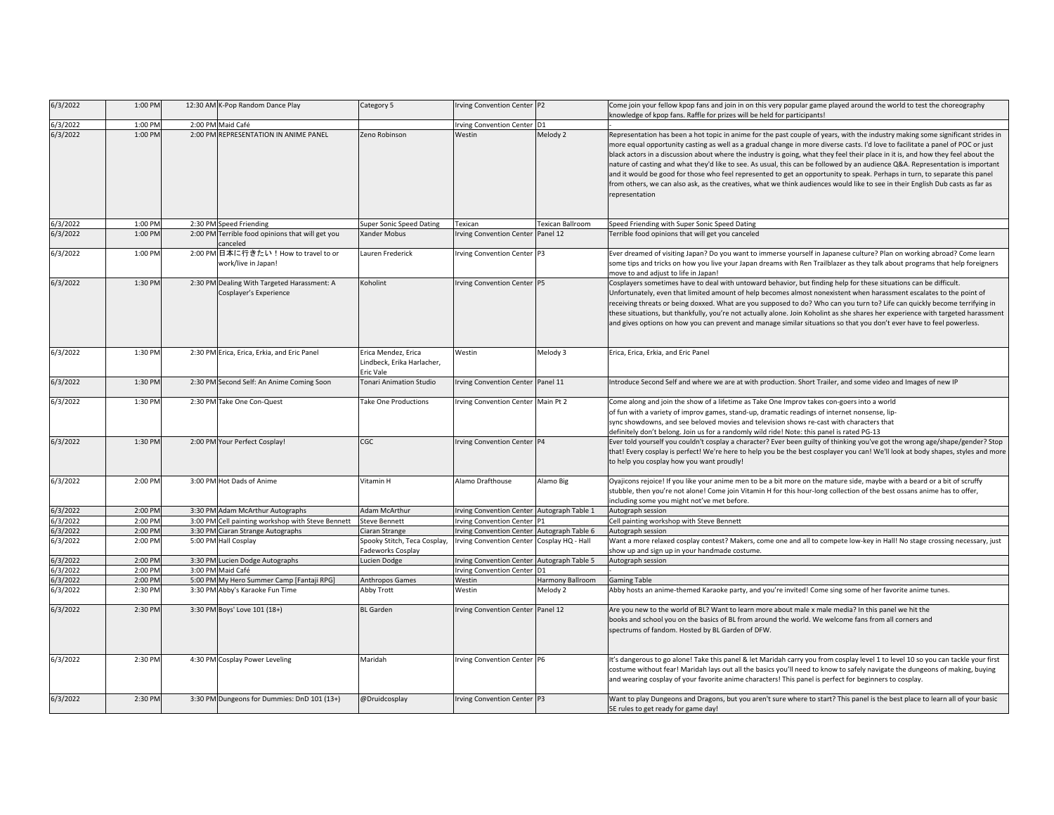| | | | | | | | |
|---|---|---|---|---|---|---|---|
| 6/3/2022 | 1:00 PM | 12:30 AM | K-Pop Random Dance Play | Category 5 | Irving Convention Center | P2 | Come join your fellow kpop fans and join in on this very popular game played around the world to test the choreography knowledge of kpop fans. Raffle for prizes will be held for participants! |
| 6/3/2022 | 1:00 PM | 2:00 PM | Maid Café | | Irving Convention Center | D1 | - |
| 6/3/2022 | 1:00 PM | 2:00 PM | REPRESENTATION IN ANIME PANEL | Zeno Robinson | Westin | Melody 2 | Representation has been a hot topic in anime for the past couple of years, with the industry making some significant strides in more equal opportunity casting as well as a gradual change in more diverse casts. I'd love to facilitate a panel of POC or just black actors in a discussion about where the industry is going, what they feel their place in it is, and how they feel about the nature of casting and what they'd like to see. As usual, this can be followed by an audience Q&A. Representation is important and it would be good for those who feel represented to get an opportunity to speak. Perhaps in turn, to separate this panel from others, we can also ask, as the creatives, what we think audiences would like to see in their English Dub casts as far as representation |
| 6/3/2022 | 1:00 PM | 2:30 PM | Speed Friending | Super Sonic Speed Dating | Texican | Texican Ballroom | Speed Friending with Super Sonic Speed Dating |
| 6/3/2022 | 1:00 PM | 2:00 PM | Terrible food opinions that will get you canceled | Xander Mobus | Irving Convention Center | Panel 12 | Terrible food opinions that will get you canceled |
| 6/3/2022 | 1:00 PM | 2:00 PM | 日本に行きたい！How to travel to or work/live in Japan! | Lauren Frederick | Irving Convention Center | P3 | Ever dreamed of visiting Japan? Do you want to immerse yourself in Japanese culture? Plan on working abroad? Come learn some tips and tricks on how you live your Japan dreams with Ren Trailblazer as they talk about programs that help foreigners move to and adjust to life in Japan! |
| 6/3/2022 | 1:30 PM | 2:30 PM | Dealing With Targeted Harassment: A Cosplayer's Experience | Koholint | Irving Convention Center | P5 | Cosplayers sometimes have to deal with untoward behavior, but finding help for these situations can be difficult. Unfortunately, even that limited amount of help becomes almost nonexistent when harassment escalates to the point of receiving threats or being doxxed. What are you supposed to do? Who can you turn to? Life can quickly become terrifying in these situations, but thankfully, you're not actually alone. Join Koholint as she shares her experience with targeted harassment and gives options on how you can prevent and manage similar situations so that you don't ever have to feel powerless. |
| 6/3/2022 | 1:30 PM | 2:30 PM | Erica, Erica, Erkia, and Eric Panel | Erica Mendez, Erica Lindbeck, Erika Harlacher, Eric Vale | Westin | Melody 3 | Erica, Erica, Erkia, and Eric Panel |
| 6/3/2022 | 1:30 PM | 2:30 PM | Second Self: An Anime Coming Soon | Tonari Animation Studio | Irving Convention Center | Panel 11 | Introduce Second Self and where we are at with production. Short Trailer, and some video and Images of new IP |
| 6/3/2022 | 1:30 PM | 2:30 PM | Take One Con-Quest | Take One Productions | Irving Convention Center | Main Pt 2 | Come along and join the show of a lifetime as Take One Improv takes con-goers into a world of fun with a variety of improv games, stand-up, dramatic readings of internet nonsense, lip-sync showdowns, and see beloved movies and television shows re-cast with characters that definitely don't belong. Join us for a randomly wild ride! Note: this panel is rated PG-13 |
| 6/3/2022 | 1:30 PM | 2:00 PM | Your Perfect Cosplay! | CGC | Irving Convention Center | P4 | Ever told yourself you couldn't cosplay a character? Ever been guilty of thinking you've got the wrong age/shape/gender? Stop that! Every cosplay is perfect! We're here to help you be the best cosplayer you can! We'll look at body shapes, styles and more to help you cosplay how you want proudly! |
| 6/3/2022 | 2:00 PM | 3:00 PM | Hot Dads of Anime | Vitamin H | Alamo Drafthouse | Alamo Big | Oyajicons rejoice! If you like your anime men to be a bit more on the mature side, maybe with a beard or a bit of scruffy stubble, then you're not alone! Come join Vitamin H for this hour-long collection of the best ossans anime has to offer, including some you might not've met before. |
| 6/3/2022 | 2:00 PM | 3:30 PM | Adam McArthur Autographs | Adam McArthur | Irving Convention Center | Autograph Table 1 | Autograph session |
| 6/3/2022 | 2:00 PM | 3:00 PM | Cell painting workshop with Steve Bennett | Steve Bennett | Irving Convention Center | P1 | Cell painting workshop with Steve Bennett |
| 6/3/2022 | 2:00 PM | 3:30 PM | Ciaran Strange Autographs | Ciaran Strange | Irving Convention Center | Autograph Table 6 | Autograph session |
| 6/3/2022 | 2:00 PM | 5:00 PM | Hall Cosplay | Spooky Stitch, Teca Cosplay, Fadeworks Cosplay | Irving Convention Center | Cosplay HQ - Hall | Want a more relaxed cosplay contest? Makers, come one and all to compete low-key in Hall! No stage crossing necessary, just show up and sign up in your handmade costume. |
| 6/3/2022 | 2:00 PM | 3:30 PM | Lucien Dodge Autographs | Lucien Dodge | Irving Convention Center | Autograph Table 5 | Autograph session |
| 6/3/2022 | 2:00 PM | 3:00 PM | Maid Café | | Irving Convention Center | D1 | - |
| 6/3/2022 | 2:00 PM | 5:00 PM | My Hero Summer Camp [Fantaji RPG] | Anthropos Games | Westin | Harmony Ballroom | Gaming Table |
| 6/3/2022 | 2:30 PM | 3:30 PM | Abby's Karaoke Fun Time | Abby Trott | Westin | Melody 2 | Abby hosts an anime-themed Karaoke party, and you're invited! Come sing some of her favorite anime tunes. |
| 6/3/2022 | 2:30 PM | 3:30 PM | Boys' Love 101 (18+) | BL Garden | Irving Convention Center | Panel 12 | Are you new to the world of BL? Want to learn more about male x male media? In this panel we hit the books and school you on the basics of BL from around the world. We welcome fans from all corners and spectrums of fandom. Hosted by BL Garden of DFW. |
| 6/3/2022 | 2:30 PM | 4:30 PM | Cosplay Power Leveling | Maridah | Irving Convention Center | P6 | It's dangerous to go alone! Take this panel & let Maridah carry you from cosplay level 1 to level 10 so you can tackle your first costume without fear! Maridah lays out all the basics you'll need to know to safely navigate the dungeons of making, buying and wearing cosplay of your favorite anime characters! This panel is perfect for beginners to cosplay. |
| 6/3/2022 | 2:30 PM | 3:30 PM | Dungeons for Dummies: DnD 101 (13+) | @Druidcosplay | Irving Convention Center | P3 | Want to play Dungeons and Dragons, but you aren't sure where to start? This panel is the best place to learn all of your basic 5E rules to get ready for game day! |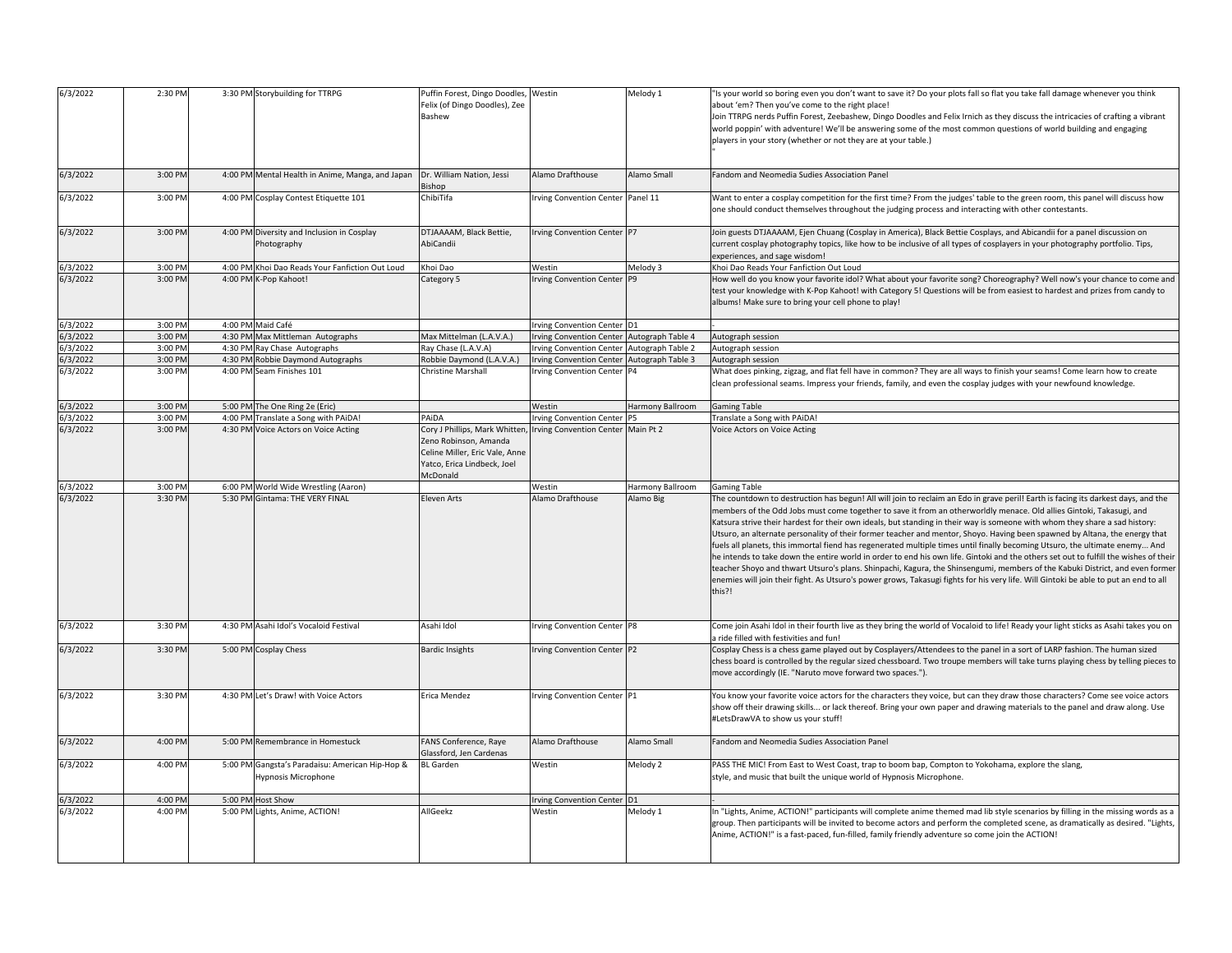| | | | | | | | |
|---|---|---|---|---|---|---|---|
| 6/3/2022 | 2:30 PM | 3:30 PM | Storybuilding for TTRPG | Puffin Forest, Dingo Doodles, Felix (of Dingo Doodles), Zee Bashew | Westin | Melody 1 | "Is your world so boring even you don't want to save it? Do your plots fall so flat you take fall damage whenever you think about 'em? Then you've come to the right place! Join TTRPG nerds Puffin Forest, Zeebashew, Dingo Doodles and Felix Irnich as they discuss the intricacies of crafting a vibrant world poppin' with adventure! We'll be answering some of the most common questions of world building and engaging players in your story (whether or not they are at your table.) " |
| 6/3/2022 | 3:00 PM | 4:00 PM | Mental Health in Anime, Manga, and Japan | Dr. William Nation, Jessi Bishop | Alamo Drafthouse | Alamo Small | Fandom and Neomedia Sudies Association Panel |
| 6/3/2022 | 3:00 PM | 4:00 PM | Cosplay Contest Etiquette 101 | ChibiTifa | Irving Convention Center | Panel 11 | Want to enter a cosplay competition for the first time? From the judges' table to the green room, this panel will discuss how one should conduct themselves throughout the judging process and interacting with other contestants. |
| 6/3/2022 | 3:00 PM | 4:00 PM | Diversity and Inclusion in Cosplay Photography | DTJAAAAM, Black Bettie, AbiCandii | Irving Convention Center | P7 | Join guests DTJAAAAM, Ejen Chuang (Cosplay in America), Black Bettie Cosplays, and Abicandii for a panel discussion on current cosplay photography topics, like how to be inclusive of all types of cosplayers in your photography portfolio. Tips, experiences, and sage wisdom! |
| 6/3/2022 | 3:00 PM | 4:00 PM | Khoi Dao Reads Your Fanfiction Out Loud | Khoi Dao | Westin | Melody 3 | Khoi Dao Reads Your Fanfiction Out Loud |
| 6/3/2022 | 3:00 PM | 4:00 PM | K-Pop Kahoot! | Category 5 | Irving Convention Center | P9 | How well do you know your favorite idol? What about your favorite song? Choreography? Well now's your chance to come and test your knowledge with K-Pop Kahoot! with Category 5! Questions will be from easiest to hardest and prizes from candy to albums! Make sure to bring your cell phone to play! |
| 6/3/2022 | 3:00 PM | 4:00 PM | Maid Café | | Irving Convention Center | D1 | - |
| 6/3/2022 | 3:00 PM | 4:30 PM | Max Mittleman Autographs | Max Mittelman (L.A.V.A.) | Irving Convention Center | Autograph Table 4 | Autograph session |
| 6/3/2022 | 3:00 PM | 4:30 PM | Ray Chase Autographs | Ray Chase (L.A.V.A) | Irving Convention Center | Autograph Table 2 | Autograph session |
| 6/3/2022 | 3:00 PM | 4:30 PM | Robbie Daymond Autographs | Robbie Daymond (L.A.V.A.) | Irving Convention Center | Autograph Table 3 | Autograph session |
| 6/3/2022 | 3:00 PM | 4:00 PM | Seam Finishes 101 | Christine Marshall | Irving Convention Center | P4 | What does pinking, zigzag, and flat fell have in common? They are all ways to finish your seams! Come learn how to create clean professional seams. Impress your friends, family, and even the cosplay judges with your newfound knowledge. |
| 6/3/2022 | 3:00 PM | 5:00 PM | The One Ring 2e (Eric) | | Westin | Harmony Ballroom | Gaming Table |
| 6/3/2022 | 3:00 PM | 4:00 PM | Translate a Song with PAiDA! | PAiDA | Irving Convention Center | P5 | Translate a Song with PAiDA! |
| 6/3/2022 | 3:00 PM | 4:30 PM | Voice Actors on Voice Acting | Cory J Phillips, Mark Whitten, Zeno Robinson, Amanda Celine Miller, Eric Vale, Anne Yatco, Erica Lindbeck, Joel McDonald | Irving Convention Center | Main Pt 2 | Voice Actors on Voice Acting |
| 6/3/2022 | 3:00 PM | 6:00 PM | World Wide Wrestling (Aaron) | | Westin | Harmony Ballroom | Gaming Table |
| 6/3/2022 | 3:30 PM | 5:30 PM | Gintama: THE VERY FINAL | Eleven Arts | Alamo Drafthouse | Alamo Big | The countdown to destruction has begun! All will join to reclaim an Edo in grave peril! Earth is facing its darkest days, and the members of the Odd Jobs must come together to save it from an otherworldly menace. Old allies Gintoki, Takasugi, and Katsura strive their hardest for their own ideals, but standing in their way is someone with whom they share a sad history: Utsuro, an alternate personality of their former teacher and mentor, Shoyo. Having been spawned by Altana, the energy that fuels all planets, this immortal fiend has regenerated multiple times until finally becoming Utsuro, the ultimate enemy... And he intends to take down the entire world in order to end his own life. Gintoki and the others set out to fulfill the wishes of their teacher Shoyo and thwart Utsuro's plans. Shinpachi, Kagura, the Shinsengumi, members of the Kabuki District, and even former enemies will join their fight. As Utsuro's power grows, Takasugi fights for his very life. Will Gintoki be able to put an end to all this?! |
| 6/3/2022 | 3:30 PM | 4:30 PM | Asahi Idol's Vocaloid Festival | Asahi Idol | Irving Convention Center | P8 | Come join Asahi Idol in their fourth live as they bring the world of Vocaloid to life! Ready your light sticks as Asahi takes you on a ride filled with festivities and fun! |
| 6/3/2022 | 3:30 PM | 5:00 PM | Cosplay Chess | Bardic Insights | Irving Convention Center | P2 | Cosplay Chess is a chess game played out by Cosplayers/Attendees to the panel in a sort of LARP fashion. The human sized chess board is controlled by the regular sized chessboard. Two troupe members will take turns playing chess by telling pieces to move accordingly (IE. "Naruto move forward two spaces."). |
| 6/3/2022 | 3:30 PM | 4:30 PM | Let's Draw! with Voice Actors | Erica Mendez | Irving Convention Center | P1 | You know your favorite voice actors for the characters they voice, but can they draw those characters? Come see voice actors show off their drawing skills... or lack thereof. Bring your own paper and drawing materials to the panel and draw along. Use #LetsDrawVA to show us your stuff! |
| 6/3/2022 | 4:00 PM | 5:00 PM | Remembrance in Homestuck | FANS Conference, Raye Glassford, Jen Cardenas | Alamo Drafthouse | Alamo Small | Fandom and Neomedia Sudies Association Panel |
| 6/3/2022 | 4:00 PM | 5:00 PM | Gangsta's Paradaisu: American Hip-Hop & Hypnosis Microphone | BL Garden | Westin | Melody 2 | PASS THE MIC! From East to West Coast, trap to boom bap, Compton to Yokohama, explore the slang, style, and music that built the unique world of Hypnosis Microphone. |
| 6/3/2022 | 4:00 PM | 5:00 PM | Host Show | | Irving Convention Center | D1 | - |
| 6/3/2022 | 4:00 PM | 5:00 PM | Lights, Anime, ACTION! | AllGeekz | Westin | Melody 1 | In "Lights, Anime, ACTION!" participants will complete anime themed mad lib style scenarios by filling in the missing words as a group. Then participants will be invited to become actors and perform the completed scene, as dramatically as desired. "Lights, Anime, ACTION!" is a fast-paced, fun-filled, family friendly adventure so come join the ACTION! |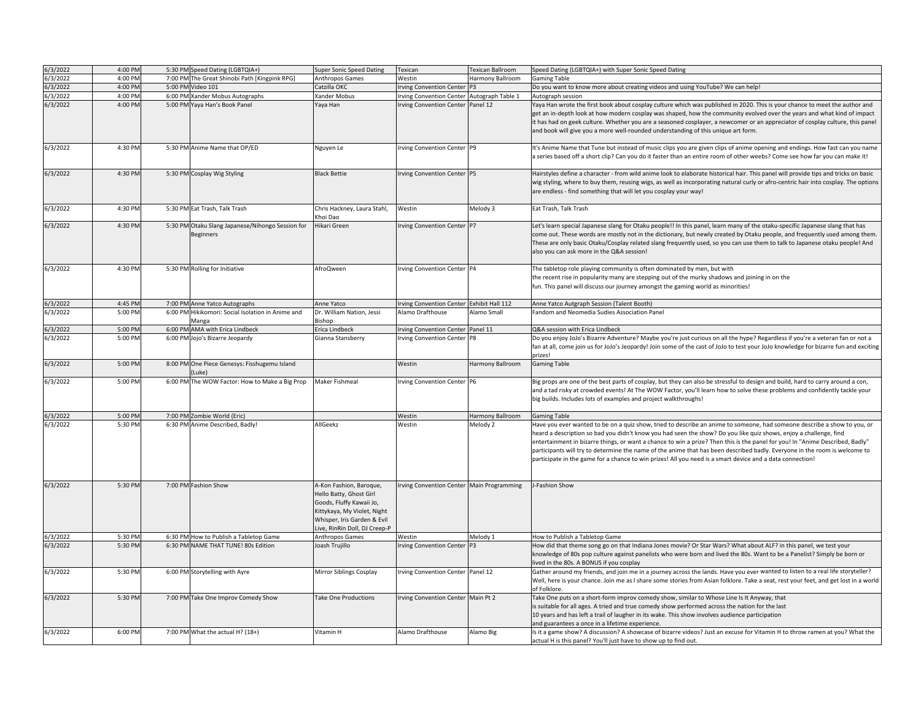| | | | | | | | |
|---|---|---|---|---|---|---|---|
| 6/3/2022 | 4:00 PM | 5:30 PM | Speed Dating (LGBTQIA+) | Super Sonic Speed Dating | Texican | Texican Ballroom | Speed Dating (LGBTQIA+) with Super Sonic Speed Dating |
| 6/3/2022 | 4:00 PM | 7:00 PM | The Great Shinobi Path [Kingpink RPG] | Anthropos Games | Westin | Harmony Ballroom | Gaming Table |
| 6/3/2022 | 4:00 PM | 5:00 PM | Video 101 | Catzilla OKC | Irving Convention Center | P3 | Do you want to know more about creating videos and using YouTube? We can help! |
| 6/3/2022 | 4:00 PM | 6:00 PM | Xander Mobus Autographs | Xander Mobus | Irving Convention Center | Autograph Table 1 | Autograph session |
| 6/3/2022 | 4:00 PM | 5:00 PM | Yaya Han's Book Panel | Yaya Han | Irving Convention Center | Panel 12 | Yaya Han wrote the first book about cosplay culture which was published in 2020. This is your chance to meet the author and get an in-depth look at how modern cosplay was shaped, how the community evolved over the years and what kind of impact it has had on geek culture. Whether you are a seasoned cosplayer, a newcomer or an appreciator of cosplay culture, this panel and book will give you a more well-rounded understanding of this unique art form. |
| 6/3/2022 | 4:30 PM | 5:30 PM | Anime Name that OP/ED | Nguyen Le | Irving Convention Center | P9 | It's Anime Name that Tune but instead of music clips you are given clips of anime opening and endings. How fast can you name a series based off a short clip? Can you do it faster than an entire room of other weebs? Come see how far you can make it! |
| 6/3/2022 | 4:30 PM | 5:30 PM | Cosplay Wig Styling | Black Bettie | Irving Convention Center | P5 | Hairstyles define a character - from wild anime look to elaborate historical hair. This panel will provide tips and tricks on basic wig styling, where to buy them, reusing wigs, as well as incorporating natural curly or afro-centric hair into cosplay. The options are endless - find something that will let you cosplay your way! |
| 6/3/2022 | 4:30 PM | 5:30 PM | Eat Trash, Talk Trash | Chris Hackney, Laura Stahl, Khoi Dao | Westin | Melody 3 | Eat Trash, Talk Trash |
| 6/3/2022 | 4:30 PM | 5:30 PM | Otaku Slang Japanese/Nihongo Session for Beginners | Hikari Green | Irving Convention Center | P7 | Let's learn special Japanese slang for Otaku people!! In this panel, learn many of the otaku-specific Japanese slang that has come out. These words are mostly not in the dictionary, but newly created by Otaku people, and frequently used among them. These are only basic Otaku/Cosplay related slang frequently used, so you can use them to talk to Japanese otaku people! And also you can ask more in the Q&A session! |
| 6/3/2022 | 4:30 PM | 5:30 PM | Rolling for Initiative | AfroQween | Irving Convention Center | P4 | The tabletop role playing community is often dominated by men, but with the recent rise in popularity many are stepping out of the murky shadows and joining in on the fun. This panel will discuss our journey amongst the gaming world as minorities! |
| 6/3/2022 | 4:45 PM | 7:00 PM | Anne Yatco Autographs | Anne Yatco | Irving Convention Center | Exhibit Hall 112 | Anne Yatco Autgraph Session (Talent Booth) |
| 6/3/2022 | 5:00 PM | 6:00 PM | Hikikomori: Social Isolation in Anime and Manga | Dr. William Nation, Jessi Bishop | Alamo Drafthouse | Alamo Small | Fandom and Neomedia Sudies Association Panel |
| 6/3/2022 | 5:00 PM | 6:00 PM | AMA with Erica Lindbeck | Erica Lindbeck | Irving Convention Center | Panel 11 | Q&A session with Erica Lindbeck |
| 6/3/2022 | 5:00 PM | 6:00 PM | Jojo's Bizarre Jeopardy | Gianna Stansberry | Irving Convention Center | P8 | Do you enjoy JoJo's Bizarre Adventure? Maybe you're just curious on all the hype? Regardless if you're a veteran fan or not a fan at all, come join us for JoJo's Jeopardy! Join some of the cast of JoJo to test your JoJo knowledge for bizarre fun and exciting prizes! |
| 6/3/2022 | 5:00 PM | 8:00 PM | One Piece Genesys: Fisshugemu Island (Luke) | | Westin | Harmony Ballroom | Gaming Table |
| 6/3/2022 | 5:00 PM | 6:00 PM | The WOW Factor: How to Make a Big Prop | Maker Fishmeal | Irving Convention Center | P6 | Big props are one of the best parts of cosplay, but they can also be stressful to design and build, hard to carry around a con, and a tad risky at crowded events! At The WOW Factor, you'll learn how to solve these problems and confidently tackle your big builds. Includes lots of examples and project walkthroughs! |
| 6/3/2022 | 5:00 PM | 7:00 PM | Zombie World (Eric) | | Westin | Harmony Ballroom | Gaming Table |
| 6/3/2022 | 5:30 PM | 6:30 PM | Anime Described, Badly! | AllGeekz | Westin | Melody 2 | Have you ever wanted to be on a quiz show, tried to describe an anime to someone, had someone describe a show to you, or heard a description so bad you didn't know you had seen the show? Do you like quiz shows, enjoy a challenge, find entertainment in bizarre things, or want a chance to win a prize? Then this is the panel for you! In "Anime Described, Badly" participants will try to determine the name of the anime that has been described badly. Everyone in the room is welcome to participate in the game for a chance to win prizes! All you need is a smart device and a data connection! |
| 6/3/2022 | 5:30 PM | 7:00 PM | Fashion Show | A-Kon Fashion, Baroque, Hello Batty, Ghost Girl Goods, Fluffy Kawaii Jo, Kittykaya, My Violet, Night Whisper, Iris Garden & Evil Live, RinRin Doll, DJ Creep-P | Irving Convention Center | Main Programming | J-Fashion Show |
| 6/3/2022 | 5:30 PM | 6:30 PM | How to Publish a Tabletop Game | Anthropos Games | Westin | Melody 1 | How to Publish a Tabletop Game |
| 6/3/2022 | 5:30 PM | 6:30 PM | NAME THAT TUNE! 80s Edition | Joash Trujillo | Irving Convention Center | P3 | How did that theme song go on that Indiana Jones movie? Or Star Wars? What about ALF? In this panel, we test your knowledge of 80s pop culture against panelists who were born and lived the 80s. Want to be a Panelist? Simply be born or lived in the 80s. A BONUS if you cosplay |
| 6/3/2022 | 5:30 PM | 6:00 PM | Storytelling with Ayre | Mirror Siblings Cosplay | Irving Convention Center | Panel 12 | Gather around my friends, and join me in a journey across the lands. Have you ever wanted to listen to a real life storyteller? Well, here is your chance. Join me as I share some stories from Asian folklore. Take a seat, rest your feet, and get lost in a world of Folklore. |
| 6/3/2022 | 5:30 PM | 7:00 PM | Take One Improv Comedy Show | Take One Productions | Irving Convention Center | Main Pt 2 | Take One puts on a short-form improv comedy show, similar to Whose Line Is It Anyway, that is suitable for all ages. A tried and true comedy show performed across the nation for the last 10 years and has left a trail of laughter in its wake. This show involves audience participation and guarantees a once in a lifetime experience. |
| 6/3/2022 | 6:00 PM | 7:00 PM | What the actual H? (18+) | Vitamin H | Alamo Drafthouse | Alamo Big | Is it a game show? A discussion? A showcase of bizarre videos? Just an excuse for Vitamin H to throw ramen at you? What the actual H is this panel? You'll just have to show up to find out. |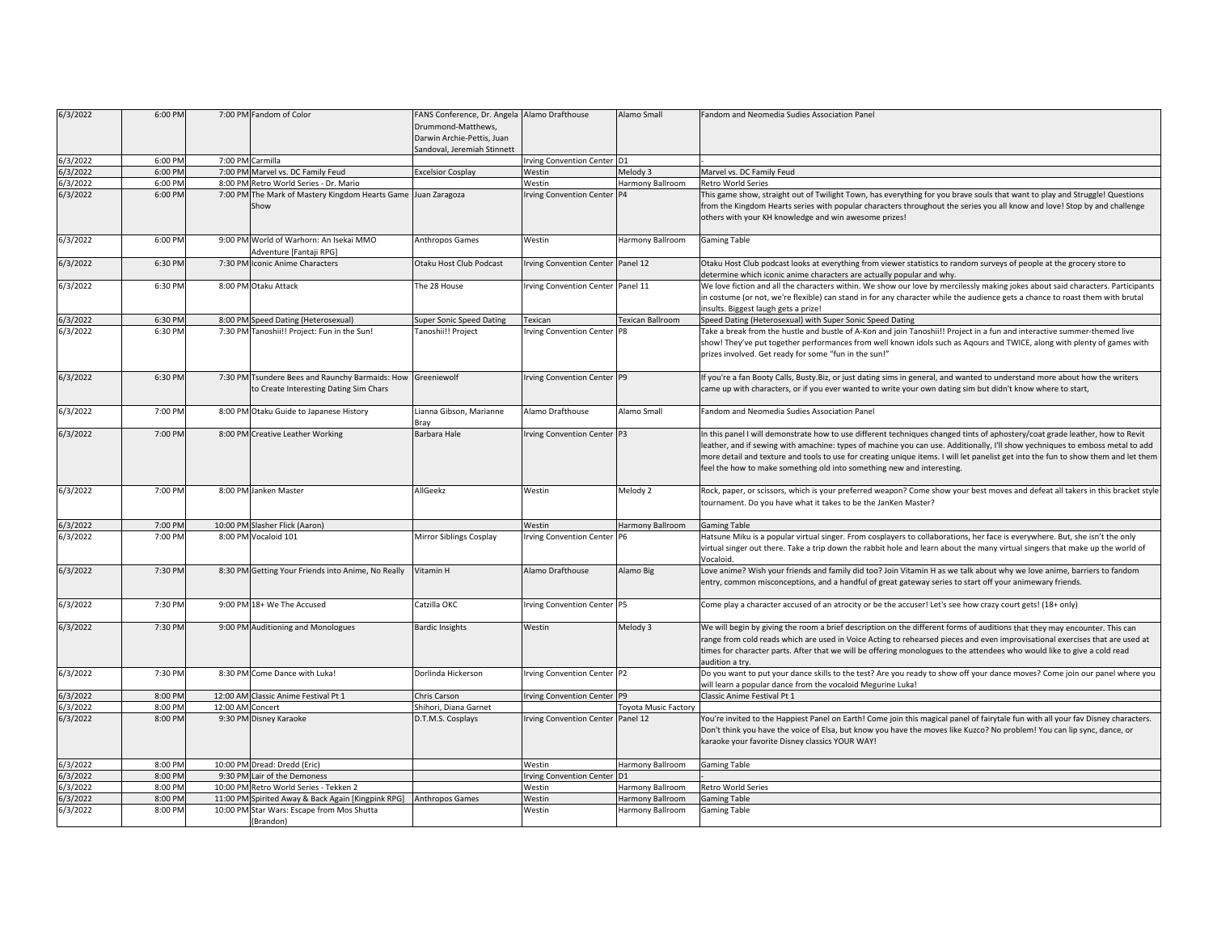| 6/3/2022 | 6:00 PM | 7:00 PM | Fandom of Color | FANS Conference, Dr. Angela Drummond-Matthews, Darwin Archie-Pettis, Juan Sandoval, Jeremiah Stinnett | Alamo Drafthouse | Alamo Small | Fandom and Neomedia Sudies Association Panel |
|---|---|---|---|---|---|---|---|
| 6/3/2022 | 6:00 PM | 7:00 PM | Carmilla | | Irving Convention Center | D1 | - |
| 6/3/2022 | 6:00 PM | 7:00 PM | Marvel vs. DC Family Feud | Excelsior Cosplay | Westin | Melody 3 | Marvel vs. DC Family Feud |
| 6/3/2022 | 6:00 PM | 8:00 PM | Retro World Series - Dr. Mario | | Westin | Harmony Ballroom | Retro World Series |
| 6/3/2022 | 6:00 PM | 7:00 PM | The Mark of Mastery Kingdom Hearts Game Show | Juan Zaragoza | Irving Convention Center | P4 | This game show, straight out of Twilight Town, has everything for you brave souls that want to play and Struggle! Questions from the Kingdom Hearts series with popular characters throughout the series you all know and love! Stop by and challenge others with your KH knowledge and win awesome prizes! |
| 6/3/2022 | 6:00 PM | 9:00 PM | World of Warhorn: An Isekai MMO Adventure [Fantaji RPG] | Anthropos Games | Westin | Harmony Ballroom | Gaming Table |
| 6/3/2022 | 6:30 PM | 7:30 PM | Iconic Anime Characters | Otaku Host Club Podcast | Irving Convention Center | Panel 12 | Otaku Host Club podcast looks at everything from viewer statistics to random surveys of people at the grocery store to determine which iconic anime characters are actually popular and why. |
| 6/3/2022 | 6:30 PM | 8:00 PM | Otaku Attack | The 28 House | Irving Convention Center | Panel 11 | We love fiction and all the characters within. We show our love by mercilessly making jokes about said characters. Participants in costume (or not, we're flexible) can stand in for any character while the audience gets a chance to roast them with brutal insults. Biggest laugh gets a prize! |
| 6/3/2022 | 6:30 PM | 8:00 PM | Speed Dating (Heterosexual) | Super Sonic Speed Dating | Texican | Texican Ballroom | Speed Dating (Heterosexual) with Super Sonic Speed Dating |
| 6/3/2022 | 6:30 PM | 7:30 PM | Tanoshii!! Project: Fun in the Sun! | Tanoshii!! Project | Irving Convention Center | P8 | Take a break from the hustle and bustle of A-Kon and join Tanoshii!! Project in a fun and interactive summer-themed live show! They've put together performances from well known idols such as Aqours and TWICE, along with plenty of games with prizes involved. Get ready for some "fun in the sun!" |
| 6/3/2022 | 6:30 PM | 7:30 PM | Tsundere Bees and Raunchy Barmaids: How to Create Interesting Dating Sim Chars | Greeniewolf | Irving Convention Center | P9 | If you're a fan Booty Calls, Busty.Biz, or just dating sims in general, and wanted to understand more about how the writers came up with characters, or if you ever wanted to write your own dating sim but didn't know where to start, |
| 6/3/2022 | 7:00 PM | 8:00 PM | Otaku Guide to Japanese History | Lianna Gibson, Marianne Bray | Alamo Drafthouse | Alamo Small | Fandom and Neomedia Sudies Association Panel |
| 6/3/2022 | 7:00 PM | 8:00 PM | Creative Leather Working | Barbara Hale | Irving Convention Center | P3 | In this panel I will demonstrate how to use different techniques changed tints of aphostery/coat grade leather, how to Revit leather, and if sewing with amachine: types of machine you can use. Additionally, I'll show yechniques to emboss metal to add more detail and texture and tools to use for creating unique items. I will let panelist get into the fun to show them and let them feel the how to make something old into something new and interesting. |
| 6/3/2022 | 7:00 PM | 8:00 PM | Janken Master | AllGeekz | Westin | Melody 2 | Rock, paper, or scissors, which is your preferred weapon? Come show your best moves and defeat all takers in this bracket style tournament. Do you have what it takes to be the JanKen Master? |
| 6/3/2022 | 7:00 PM | 10:00 PM | Slasher Flick (Aaron) | | Westin | Harmony Ballroom | Gaming Table |
| 6/3/2022 | 7:00 PM | 8:00 PM | Vocaloid 101 | Mirror Siblings Cosplay | Irving Convention Center | P6 | Hatsune Miku is a popular virtual singer. From cosplayers to collaborations, her face is everywhere. But, she isn't the only virtual singer out there. Take a trip down the rabbit hole and learn about the many virtual singers that make up the world of Vocaloid. |
| 6/3/2022 | 7:30 PM | 8:30 PM | Getting Your Friends into Anime, No Really | Vitamin H | Alamo Drafthouse | Alamo Big | Love anime? Wish your friends and family did too? Join Vitamin H as we talk about why we love anime, barriers to fandom entry, common misconceptions, and a handful of great gateway series to start off your animewary friends. |
| 6/3/2022 | 7:30 PM | 9:00 PM | 18+ We The Accused | Catzilla OKC | Irving Convention Center | P5 | Come play a character accused of an atrocity or be the accuser! Let's see how crazy court gets! (18+ only) |
| 6/3/2022 | 7:30 PM | 9:00 PM | Auditioning and Monologues | Bardic Insights | Westin | Melody 3 | We will begin by giving the room a brief description on the different forms of auditions that they may encounter. This can range from cold reads which are used in Voice Acting to rehearsed pieces and even improvisational exercises that are used at times for character parts. After that we will be offering monologues to the attendees who would like to give a cold read audition a try. |
| 6/3/2022 | 7:30 PM | 8:30 PM | Come Dance with Luka! | Dorlinda Hickerson | Irving Convention Center | P2 | Do you want to put your dance skills to the test? Are you ready to show off your dance moves? Come join our panel where you will learn a popular dance from the vocaloid Megurine Luka! |
| 6/3/2022 | 8:00 PM | 12:00 AM | Classic Anime Festival Pt 1 | Chris Carson | Irving Convention Center | P9 | Classic Anime Festival Pt 1 |
| 6/3/2022 | 8:00 PM | 12:00 AM | Concert | Shihori, Diana Garnet | | Toyota Music Factory | |
| 6/3/2022 | 8:00 PM | 9:30 PM | Disney Karaoke | D.T.M.S. Cosplays | Irving Convention Center | Panel 12 | You're invited to the Happiest Panel on Earth! Come join this magical panel of fairytale fun with all your fav Disney characters. Don't think you have the voice of Elsa, but know you have the moves like Kuzco? No problem! You can lip sync, dance, or karaoke your favorite Disney classics YOUR WAY! |
| 6/3/2022 | 8:00 PM | 10:00 PM | Dread: Dredd (Eric) | | Westin | Harmony Ballroom | Gaming Table |
| 6/3/2022 | 8:00 PM | 9:30 PM | Lair of the Demoness | | Irving Convention Center | D1 | - |
| 6/3/2022 | 8:00 PM | 10:00 PM | Retro World Series - Tekken 2 | | Westin | Harmony Ballroom | Retro World Series |
| 6/3/2022 | 8:00 PM | 11:00 PM | Spirited Away & Back Again [Kingpink RPG] | Anthropos Games | Westin | Harmony Ballroom | Gaming Table |
| 6/3/2022 | 8:00 PM | 10:00 PM | Star Wars: Escape from Mos Shutta (Brandon) | | Westin | Harmony Ballroom | Gaming Table |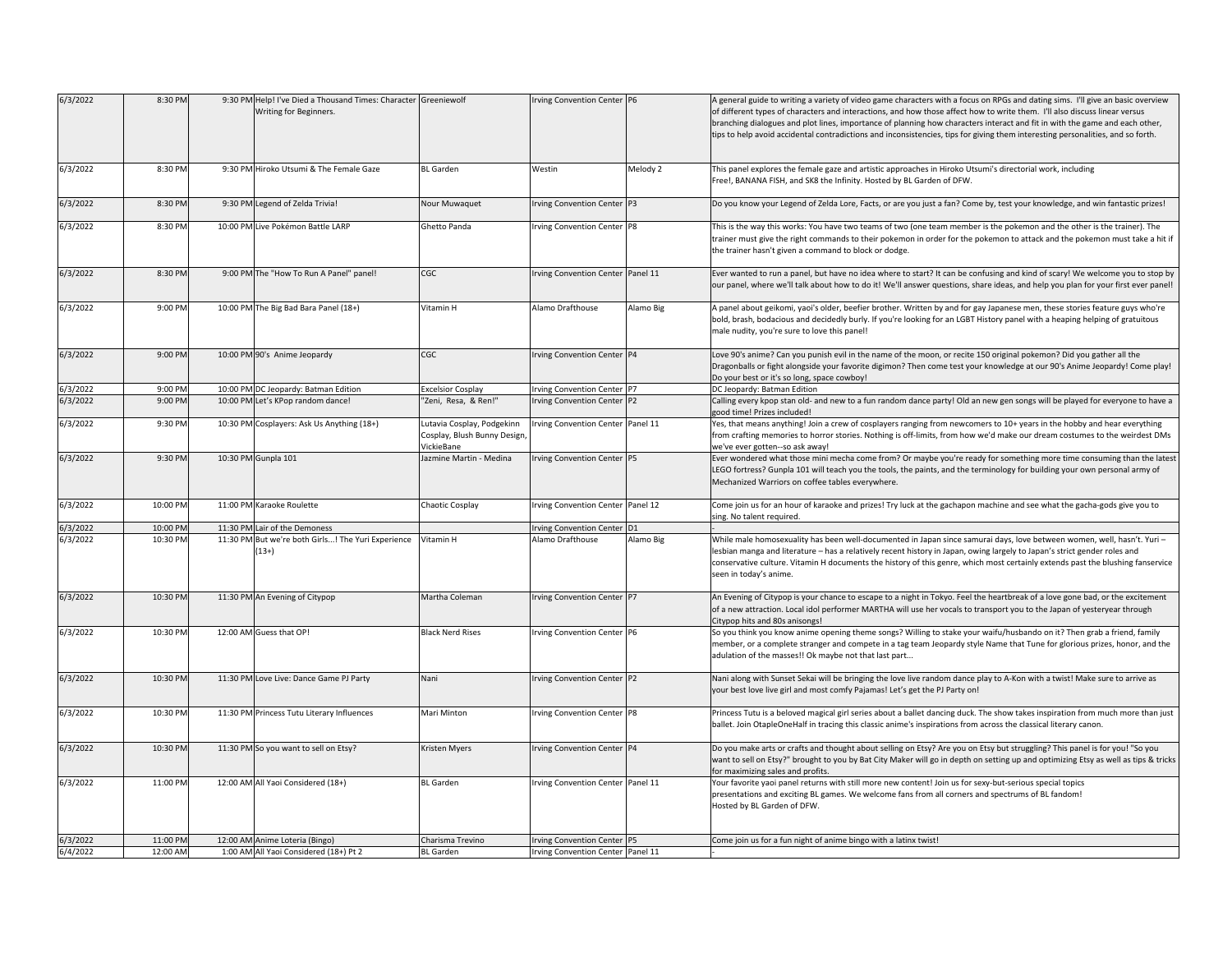| | | | | | | | |
|---|---|---|---|---|---|---|---|
| 6/3/2022 | 8:30 PM | 9:30 PM | Help! I've Died a Thousand Times: Character Writing for Beginners. | Greeniewolf | Irving Convention Center | P6 | A general guide to writing a variety of video game characters with a focus on RPGs and dating sims. I'll give an basic overview of different types of characters and interactions, and how those affect how to write them. I'll also discuss linear versus branching dialogues and plot lines, importance of planning how characters interact and fit in with the game and each other, tips to help avoid accidental contradictions and inconsistencies, tips for giving them interesting personalities, and so forth. |
| 6/3/2022 | 8:30 PM | 9:30 PM | Hiroko Utsumi & The Female Gaze | BL Garden | Westin | Melody 2 | This panel explores the female gaze and artistic approaches in Hiroko Utsumi's directorial work, including Free!, BANANA FISH, and SK8 the Infinity. Hosted by BL Garden of DFW. |
| 6/3/2022 | 8:30 PM | 9:30 PM | Legend of Zelda Trivia! | Nour Muwaquet | Irving Convention Center | P3 | Do you know your Legend of Zelda Lore, Facts, or are you just a fan? Come by, test your knowledge, and win fantastic prizes! |
| 6/3/2022 | 8:30 PM | 10:00 PM | Live Pokémon Battle LARP | Ghetto Panda | Irving Convention Center | P8 | This is the way this works: You have two teams of two (one team member is the pokemon and the other is the trainer). The trainer must give the right commands to their pokemon in order for the pokemon to attack and the pokemon must take a hit if the trainer hasn't given a command to block or dodge. |
| 6/3/2022 | 8:30 PM | 9:00 PM | The "How To Run A Panel" panel! | CGC | Irving Convention Center | Panel 11 | Ever wanted to run a panel, but have no idea where to start? It can be confusing and kind of scary! We welcome you to stop by our panel, where we'll talk about how to do it! We'll answer questions, share ideas, and help you plan for your first ever panel! |
| 6/3/2022 | 9:00 PM | 10:00 PM | The Big Bad Bara Panel (18+) | Vitamin H | Alamo Drafthouse | Alamo Big | A panel about geikomi, yaoi's older, beefier brother. Written by and for gay Japanese men, these stories feature guys who're bold, brash, bodacious and decidedly burly. If you're looking for an LGBT History panel with a heaping helping of gratuitous male nudity, you're sure to love this panel! |
| 6/3/2022 | 9:00 PM | 10:00 PM | 90's Anime Jeopardy | CGC | Irving Convention Center | P4 | Love 90's anime? Can you punish evil in the name of the moon, or recite 150 original pokemon? Did you gather all the Dragonballs or fight alongside your favorite digimon? Then come test your knowledge at our 90's Anime Jeopardy! Come play! Do your best or it's so long, space cowboy! |
| 6/3/2022 | 9:00 PM | 10:00 PM | DC Jeopardy: Batman Edition | Excelsior Cosplay | Irving Convention Center | P7 | DC Jeopardy: Batman Edition |
| 6/3/2022 | 9:00 PM | 10:00 PM | Let's KPop random dance! | "Zeni, Resa, & Ren!" | Irving Convention Center | P2 | Calling every kpop stan old- and new to a fun random dance party! Old an new gen songs will be played for everyone to have a good time! Prizes included! |
| 6/3/2022 | 9:30 PM | 10:30 PM | Cosplayers: Ask Us Anything (18+) | Lutavia Cosplay, Podgekinn Cosplay, Blush Bunny Design, VickieBane | Irving Convention Center | Panel 11 | Yes, that means anything! Join a crew of cosplayers ranging from newcomers to 10+ years in the hobby and hear everything from crafting memories to horror stories. Nothing is off-limits, from how we'd make our dream costumes to the weirdest DMs we've ever gotten--so ask away! |
| 6/3/2022 | 9:30 PM | 10:30 PM | Gunpla 101 | Jazmine Martin - Medina | Irving Convention Center | P5 | Ever wondered what those mini mecha come from? Or maybe you're ready for something more time consuming than the latest LEGO fortress? Gunpla 101 will teach you the tools, the paints, and the terminology for building your own personal army of Mechanized Warriors on coffee tables everywhere. |
| 6/3/2022 | 10:00 PM | 11:00 PM | Karaoke Roulette | Chaotic Cosplay | Irving Convention Center | Panel 12 | Come join us for an hour of karaoke and prizes! Try luck at the gachapon machine and see what the gacha-gods give you to sing. No talent required. |
| 6/3/2022 | 10:00 PM | 11:30 PM | Lair of the Demoness | | Irving Convention Center | D1 | - |
| 6/3/2022 | 10:30 PM | 11:30 PM | But we're both Girls...! The Yuri Experience (13+) | Vitamin H | Alamo Drafthouse | Alamo Big | While male homosexuality has been well-documented in Japan since samurai days, love between women, well, hasn't. Yuri – lesbian manga and literature – has a relatively recent history in Japan, owing largely to Japan's strict gender roles and conservative culture. Vitamin H documents the history of this genre, which most certainly extends past the blushing fanservice seen in today's anime. |
| 6/3/2022 | 10:30 PM | 11:30 PM | An Evening of Citypop | Martha Coleman | Irving Convention Center | P7 | An Evening of Citypop is your chance to escape to a night in Tokyo. Feel the heartbreak of a love gone bad, or the excitement of a new attraction. Local idol performer MARTHA will use her vocals to transport you to the Japan of yesteryear through Citypop hits and 80s anisongs! |
| 6/3/2022 | 10:30 PM | 12:00 AM | Guess that OP! | Black Nerd Rises | Irving Convention Center | P6 | So you think you know anime opening theme songs? Willing to stake your waifu/husbando on it? Then grab a friend, family member, or a complete stranger and compete in a tag team Jeopardy style Name that Tune for glorious prizes, honor, and the adulation of the masses!! Ok maybe not that last part... |
| 6/3/2022 | 10:30 PM | 11:30 PM | Love Live: Dance Game PJ Party | Nani | Irving Convention Center | P2 | Nani along with Sunset Sekai will be bringing the love live random dance play to A-Kon with a twist! Make sure to arrive as your best love live girl and most comfy Pajamas! Let's get the PJ Party on! |
| 6/3/2022 | 10:30 PM | 11:30 PM | Princess Tutu Literary Influences | Mari Minton | Irving Convention Center | P8 | Princess Tutu is a beloved magical girl series about a ballet dancing duck. The show takes inspiration from much more than just ballet. Join OtapleOneHalf in tracing this classic anime's inspirations from across the classical literary canon. |
| 6/3/2022 | 10:30 PM | 11:30 PM | So you want to sell on Etsy? | Kristen Myers | Irving Convention Center | P4 | Do you make arts or crafts and thought about selling on Etsy? Are you on Etsy but struggling? This panel is for you! "So you want to sell on Etsy?" brought to you by Bat City Maker will go in depth on setting up and optimizing Etsy as well as tips & tricks for maximizing sales and profits. |
| 6/3/2022 | 11:00 PM | 12:00 AM | All Yaoi Considered (18+) | BL Garden | Irving Convention Center | Panel 11 | Your favorite yaoi panel returns with still more new content! Join us for sexy-but-serious special topics presentations and exciting BL games. We welcome fans from all corners and spectrums of BL fandom! Hosted by BL Garden of DFW. |
| 6/3/2022 | 11:00 PM | 12:00 AM | Anime Loteria (Bingo) | Charisma Trevino | Irving Convention Center | P5 | Come join us for a fun night of anime bingo with a latinx twist! |
| 6/4/2022 | 12:00 AM | 1:00 AM | All Yaoi Considered (18+) Pt 2 | BL Garden | Irving Convention Center | Panel 11 | - |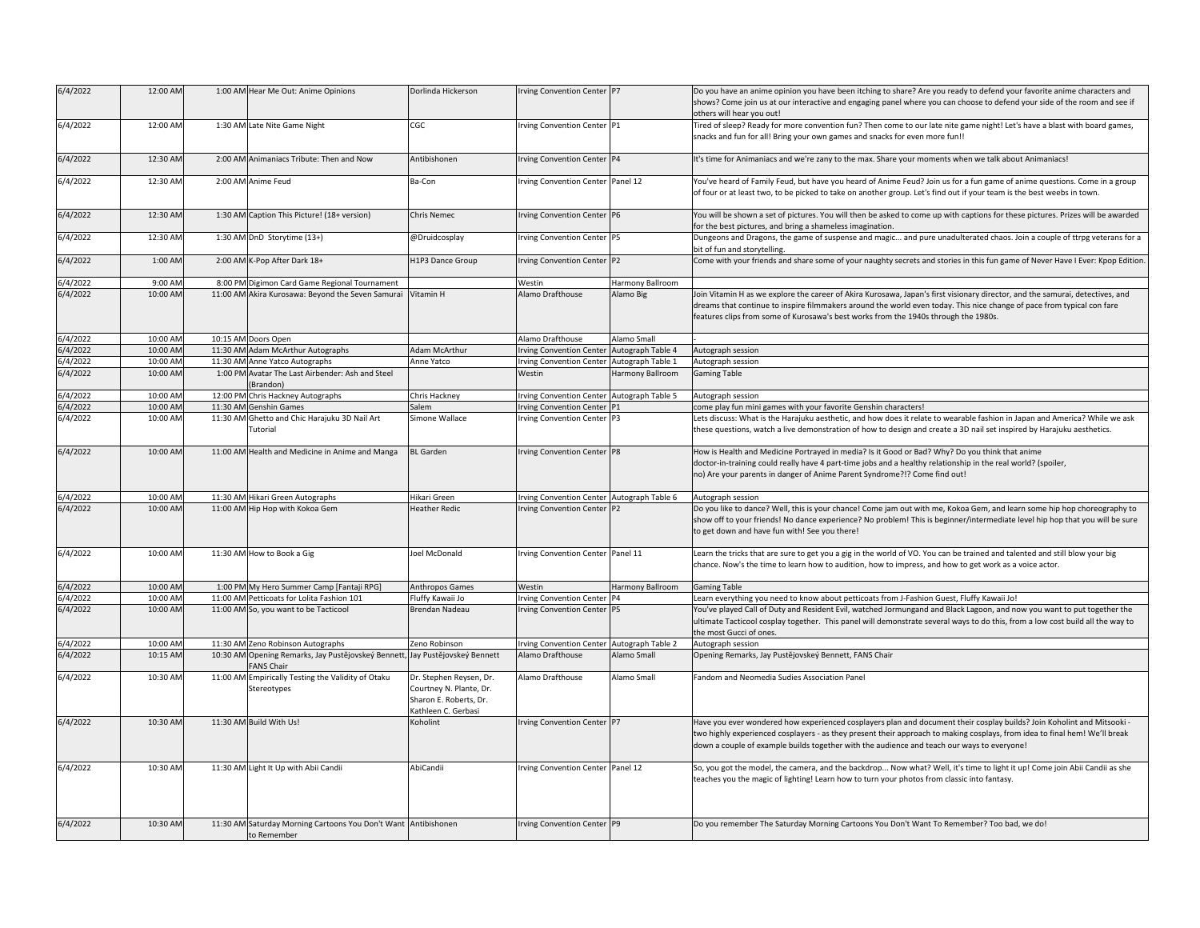| | | | | | | | |
|---|---|---|---|---|---|---|---|
| 6/4/2022 | 12:00 AM | 1:00 AM | Hear Me Out: Anime Opinions | Dorlinda Hickerson | Irving Convention Center | P7 | Do you have an anime opinion you have been itching to share? Are you ready to defend your favorite anime characters and shows? Come join us at our interactive and engaging panel where you can choose to defend your side of the room and see if others will hear you out! |
| 6/4/2022 | 12:00 AM | 1:30 AM | Late Nite Game Night | CGC | Irving Convention Center | P1 | Tired of sleep? Ready for more convention fun? Then come to our late nite game night! Let's have a blast with board games, snacks and fun for all! Bring your own games and snacks for even more fun!! |
| 6/4/2022 | 12:30 AM | 2:00 AM | Animaniacs Tribute: Then and Now | Antibishonen | Irving Convention Center | P4 | It's time for Animaniacs and we're zany to the max. Share your moments when we talk about Animaniacs! |
| 6/4/2022 | 12:30 AM | 2:00 AM | Anime Feud | Ba-Con | Irving Convention Center | Panel 12 | You've heard of Family Feud, but have you heard of Anime Feud? Join us for a fun game of anime questions. Come in a group of four or at least two, to be picked to take on another group. Let's find out if your team is the best weebs in town. |
| 6/4/2022 | 12:30 AM | 1:30 AM | Caption This Picture! (18+ version) | Chris Nemec | Irving Convention Center | P6 | You will be shown a set of pictures. You will then be asked to come up with captions for these pictures. Prizes will be awarded for the best pictures, and bring a shameless imagination. |
| 6/4/2022 | 12:30 AM | 1:30 AM | DnD Storytime (13+) | @Druidcosplay | Irving Convention Center | P5 | Dungeons and Dragons, the game of suspense and magic... and pure unadulterated chaos. Join a couple of ttrpg veterans for a bit of fun and storytelling. |
| 6/4/2022 | 1:00 AM | 2:00 AM | K-Pop After Dark 18+ | H1P3 Dance Group | Irving Convention Center | P2 | Come with your friends and share some of your naughty secrets and stories in this fun game of Never Have I Ever: Kpop Edition. |
| 6/4/2022 | 9:00 AM | 8:00 PM | Digimon Card Game Regional Tournament | | Westin | Harmony Ballroom | |
| 6/4/2022 | 10:00 AM | 11:00 AM | Akira Kurosawa: Beyond the Seven Samurai | Vitamin H | Alamo Drafthouse | Alamo Big | Join Vitamin H as we explore the career of Akira Kurosawa, Japan's first visionary director, and the samurai, detectives, and dreams that continue to inspire filmmakers around the world even today. This nice change of pace from typical con fare features clips from some of Kurosawa's best works from the 1940s through the 1980s. |
| 6/4/2022 | 10:00 AM | 10:15 AM | Doors Open | | Alamo Drafthouse | Alamo Small | - |
| 6/4/2022 | 10:00 AM | 11:30 AM | Adam McArthur Autographs | Adam McArthur | Irving Convention Center | Autograph Table 4 | Autograph session |
| 6/4/2022 | 10:00 AM | 11:30 AM | Anne Yatco Autographs | Anne Yatco | Irving Convention Center | Autograph Table 1 | Autograph session |
| 6/4/2022 | 10:00 AM | 1:00 PM | Avatar The Last Airbender: Ash and Steel (Brandon) | | Westin | Harmony Ballroom | Gaming Table |
| 6/4/2022 | 10:00 AM | 12:00 PM | Chris Hackney Autographs | Chris Hackney | Irving Convention Center | Autograph Table 5 | Autograph session |
| 6/4/2022 | 10:00 AM | 11:30 AM | Genshin Games | Salem | Irving Convention Center | P1 | come play fun mini games with your favorite Genshin characters! |
| 6/4/2022 | 10:00 AM | 11:30 AM | Ghetto and Chic Harajuku 3D Nail Art Tutorial | Simone Wallace | Irving Convention Center | P3 | Lets discuss: What is the Harajuku aesthetic, and how does it relate to wearable fashion in Japan and America? While we ask these questions, watch a live demonstration of how to design and create a 3D nail set inspired by Harajuku aesthetics. |
| 6/4/2022 | 10:00 AM | 11:00 AM | Health and Medicine in Anime and Manga | BL Garden | Irving Convention Center | P8 | How is Health and Medicine Portrayed in media? Is it Good or Bad? Why? Do you think that anime doctor-in-training could really have 4 part-time jobs and a healthy relationship in the real world? (spoiler, no) Are your parents in danger of Anime Parent Syndrome?!? Come find out! |
| 6/4/2022 | 10:00 AM | 11:30 AM | Hikari Green Autographs | Hikari Green | Irving Convention Center | Autograph Table 6 | Autograph session |
| 6/4/2022 | 10:00 AM | 11:00 AM | Hip Hop with Kokoa Gem | Heather Redic | Irving Convention Center | P2 | Do you like to dance? Well, this is your chance! Come jam out with me, Kokoa Gem, and learn some hip hop choreography to show off to your friends! No dance experience? No problem! This is beginner/intermediate level hip hop that you will be sure to get down and have fun with! See you there! |
| 6/4/2022 | 10:00 AM | 11:30 AM | How to Book a Gig | Joel McDonald | Irving Convention Center | Panel 11 | Learn the tricks that are sure to get you a gig in the world of VO. You can be trained and talented and still blow your big chance. Now's the time to learn how to audition, how to impress, and how to get work as a voice actor. |
| 6/4/2022 | 10:00 AM | 1:00 PM | My Hero Summer Camp [Fantaji RPG] | Anthropos Games | Westin | Harmony Ballroom | Gaming Table |
| 6/4/2022 | 10:00 AM | 11:00 AM | Petticoats for Lolita Fashion 101 | Fluffy Kawaii Jo | Irving Convention Center | P4 | Learn everything you need to know about petticoats from J-Fashion Guest, Fluffy Kawaii Jo! |
| 6/4/2022 | 10:00 AM | 11:00 AM | So, you want to be Tacticool | Brendan Nadeau | Irving Convention Center | P5 | You've played Call of Duty and Resident Evil, watched Jormungand and Black Lagoon, and now you want to put together the ultimate Tacticool cosplay together. This panel will demonstrate several ways to do this, from a low cost build all the way to the most Gucci of ones. |
| 6/4/2022 | 10:00 AM | 11:30 AM | Zeno Robinson Autographs | Zeno Robinson | Irving Convention Center | Autograph Table 2 | Autograph session |
| 6/4/2022 | 10:15 AM | 10:30 AM | Opening Remarks, Jay Pustějovský Bennett, FANS Chair | Jay Pustějovský Bennett | Alamo Drafthouse | Alamo Small | Opening Remarks, Jay Pustějovský Bennett, FANS Chair |
| 6/4/2022 | 10:30 AM | 11:00 AM | Empirically Testing the Validity of Otaku Stereotypes | Dr. Stephen Reysen, Dr. Courtney N. Plante, Dr. Sharon E. Roberts, Dr. Kathleen C. Gerbasi | Alamo Drafthouse | Alamo Small | Fandom and Neomedia Sudies Association Panel |
| 6/4/2022 | 10:30 AM | 11:30 AM | Build With Us! | Koholint | Irving Convention Center | P7 | Have you ever wondered how experienced cosplayers plan and document their cosplay builds? Join Koholint and Mitsooki - two highly experienced cosplayers - as they present their approach to making cosplays, from idea to final hem! We'll break down a couple of example builds together with the audience and teach our ways to everyone! |
| 6/4/2022 | 10:30 AM | 11:30 AM | Light It Up with Abii Candii | AbiCandii | Irving Convention Center | Panel 12 | So, you got the model, the camera, and the backdrop... Now what? Well, it's time to light it up! Come join Abii Candii as she teaches you the magic of lighting! Learn how to turn your photos from classic into fantasy. |
| 6/4/2022 | 10:30 AM | 11:30 AM | Saturday Morning Cartoons You Don't Want to Remember | Antibishonen | Irving Convention Center | P9 | Do you remember The Saturday Morning Cartoons You Don't Want To Remember? Too bad, we do! |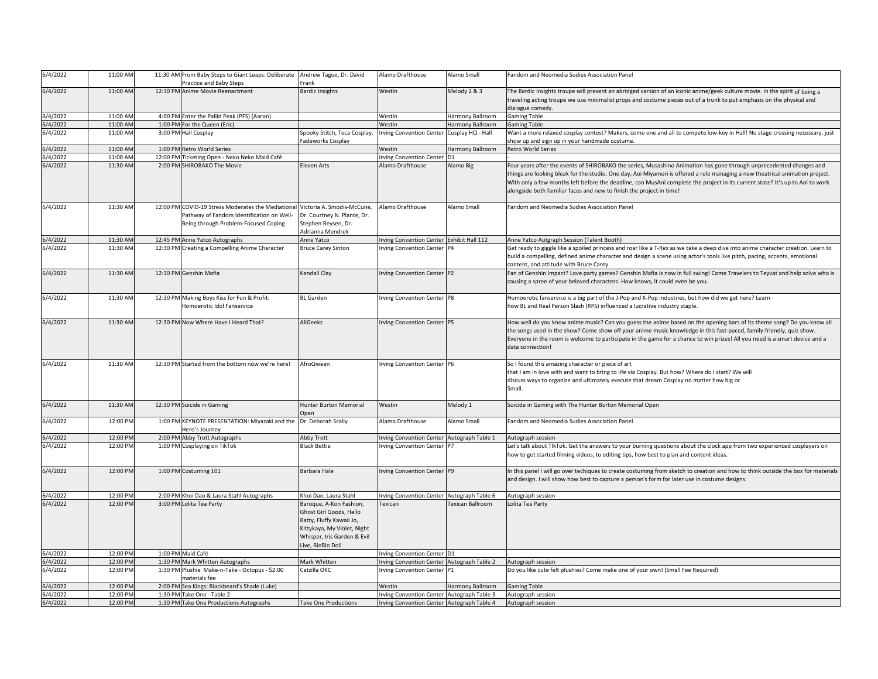| | | | | | | | |
|---|---|---|---|---|---|---|---|
| 6/4/2022 | 11:00 AM | 11:30 AM | From Baby Steps to Giant Leaps: Deliberate Practice and Baby Steps | Andrew Tague, Dr. David Frank | Alamo Drafthouse | Alamo Small | Fandom and Neomedia Sudies Association Panel |
| 6/4/2022 | 11:00 AM | 12:30 PM | Anime Movie Reenactment | Bardic Insights | Westin | Melody 2 & 3 | The Bardic Insights troupe will present an abridged version of an iconic anime/geek culture movie. In the spirit of being a traveling acting troupe we use minimalist props and costume pieces out of a trunk to put emphasis on the physical and dialogue comedy. |
| 6/4/2022 | 11:00 AM | 4:00 PM | Enter the Pallid Peak (PFS) (Aaron) | | Westin | Harmony Ballroom | Gaming Table |
| 6/4/2022 | 11:00 AM | 1:00 PM | For the Queen (Eric) | | Westin | Harmony Ballroom | Gaming Table |
| 6/4/2022 | 11:00 AM | 3:00 PM | Hall Cosplay | Spooky Stitch, Teca Cosplay, Fadeworks Cosplay | Irving Convention Center | Cosplay HQ - Hall | Want a more relaxed cosplay contest? Makers, come one and all to compete low-key in Hall! No stage crossing necessary, just show up and sign up in your handmade costume. |
| 6/4/2022 | 11:00 AM | 1:00 PM | Retro World Series | | Westin | Harmony Ballroom | Retro World Series |
| 6/4/2022 | 11:00 AM | 12:00 PM | Ticketing Open - Neko Neko Maid Café | | Irving Convention Center | D1 | - |
| 6/4/2022 | 11:30 AM | 2:00 PM | SHIROBAKO The Movie | Eleven Arts | Alamo Drafthouse | Alamo Big | Four years after the events of SHIROBAKO the series, Musashino Animation has gone through unprecedented changes and things are looking bleak for the studio. One day, Aoi Miyamori is offered a role managing a new theatrical animation project. With only a few months left before the deadline, can MusAni complete the project in its current state? It's up to Aoi to work alongside both familiar faces and new to finish the project in time! |
| 6/4/2022 | 11:30 AM | 12:00 PM | COVID-19 Stress Moderates the Mediational Pathway of Fandom Identification on Well-Being through Problem-Focused Coping | Victoria A. Smodis-McCune, Dr. Courtney N. Plante, Dr. Stephen Reysen, Dr. Adrianna Mendrek | Alamo Drafthouse | Alamo Small | Fandom and Neomedia Sudies Association Panel |
| 6/4/2022 | 11:30 AM | 12:45 PM | Anne Yatco Autographs | Anne Yatco | Irving Convention Center | Exhibit Hall 112 | Anne Yatco Autgraph Session (Talent Booth) |
| 6/4/2022 | 11:30 AM | 12:30 PM | Creating a Compelling Anime Character | Bruce Carey Sinton | Irving Convention Center | P4 | Get ready to giggle like a spoiled princess and roar like a T-Rex as we take a deep dive into anime character creation. Learn to build a compelling, defined anime character and design a scene using actor's tools like pitch, pacing, accents, emotional content, and attitude with Bruce Carey. |
| 6/4/2022 | 11:30 AM | 12:30 PM | Genshin Mafia | Kendall Clay | Irving Convention Center | P2 | Fan of Genshin Impact? Love party games? Genshin Mafia is now in full swing! Come Travelers to Teyvat and help solve who is causing a spree of your beloved characters. How knows, it could even be you. |
| 6/4/2022 | 11:30 AM | 12:30 PM | Making Boys Kiss for Fun & Profit: Homoerotic Idol Fanservice | BL Garden | Irving Convention Center | P8 | Homoerotic fanservice is a big part of the J-Pop and K-Pop industries, but how did we get here? Learn how BL and Real Person Slash (RPS) influenced a lucrative industry staple. |
| 6/4/2022 | 11:30 AM | 12:30 PM | Now Where Have I Heard That? | AllGeekz | Irving Convention Center | P5 | How well do you know anime music? Can you guess the anime based on the opening bars of its theme song? Do you know all the songs used in the show? Come show off your anime music knowledge in this fast-paced, family-friendly, quiz show. Everyone in the room is welcome to participate in the game for a chance to win prizes! All you need is a smart device and a data connection! |
| 6/4/2022 | 11:30 AM | 12:30 PM | Started from the bottom now we're here! | AfroQween | Irving Convention Center | P6 | So I found this amazing character or piece of art that I am in love with and want to bring to life via Cosplay. But how? Where do I start? We will discuss ways to organize and ultimately execute that dream Cosplay no matter how big or Small. |
| 6/4/2022 | 11:30 AM | 12:30 PM | Suicide in Gaming | Hunter Burton Memorial Open | Westin | Melody 1 | Suicide in Gaming with The Hunter Burton Memorial Open |
| 6/4/2022 | 12:00 PM | 1:00 PM | KEYNOTE PRESENTATION: Miyazaki and the Hero's Journey | Dr. Deborah Scally | Alamo Drafthouse | Alamo Small | Fandom and Neomedia Sudies Association Panel |
| 6/4/2022 | 12:00 PM | 2:00 PM | Abby Trott Autographs | Abby Trott | Irving Convention Center | Autograph Table 1 | Autograph session |
| 6/4/2022 | 12:00 PM | 1:00 PM | Cosplaying on TikTok | Black Bettie | Irving Convention Center | P7 | Let's talk about TIkTok. Get the answers to your burning questions about the clock app from two experienced cosplayers on how to get started filming videos, to editing tips, how best to plan and content ideas. |
| 6/4/2022 | 12:00 PM | 1:00 PM | Costuming 101 | Barbara Hale | Irving Convention Center | P9 | In this panel I will go over techiques to create costuming from sketch to creation and how to think outside the box for materials and design. I will show how best to capture a person's form for later use in costume designs. |
| 6/4/2022 | 12:00 PM | 2:00 PM | Khoi Dao & Laura Stahl Autographs | Khoi Dao, Laura Stahl | Irving Convention Center | Autograph Table 6 | Autograph session |
| 6/4/2022 | 12:00 PM | 3:00 PM | Lolita Tea Party | Baroque, A-Kon Fashion, Ghost Girl Goods, Hello Batty, Fluffy Kawaii Jo, Kittykaya, My Violet, Night Whisper, Iris Garden & Evil Live, RinRin Doll | Texican | Texican Ballroom | Lolita Tea Party |
| 6/4/2022 | 12:00 PM | 1:00 PM | Maid Café | | Irving Convention Center | D1 | - |
| 6/4/2022 | 12:00 PM | 1:30 PM | Mark Whitten Autographs | Mark Whitten | Irving Convention Center | Autograph Table 2 | Autograph session |
| 6/4/2022 | 12:00 PM | 1:30 PM | Plushie Make-n-Take - Octopus - $2.00 materials fee | Catzilla OKC | Irving Convention Center | P1 | Do you like cute felt plushies? Come make one of your own! (Small Fee Required) |
| 6/4/2022 | 12:00 PM | 2:00 PM | Sea Kings: Blackbeard's Shade (Luke) | | Westin | Harmony Ballroom | Gaming Table |
| 6/4/2022 | 12:00 PM | 1:30 PM | Take One - Table 2 | | Irving Convention Center | Autograph Table 3 | Autograph session |
| 6/4/2022 | 12:00 PM | 1:30 PM | Take One Productions Autographs | Take One Productions | Irving Convention Center | Autograph Table 4 | Autograph session |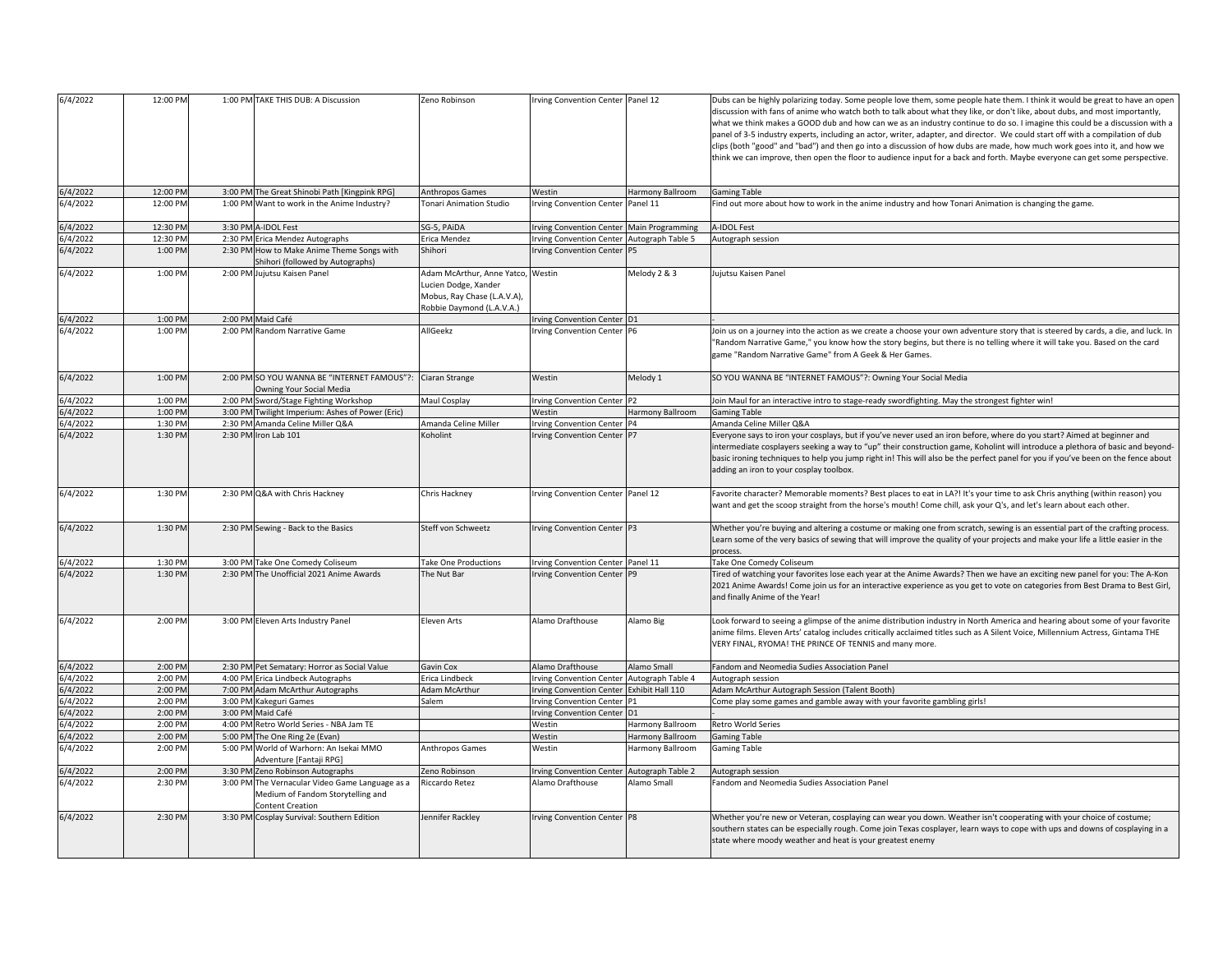| | | | | | | | |
|---|---|---|---|---|---|---|---|
| 6/4/2022 | 12:00 PM | 1:00 PM | TAKE THIS DUB: A Discussion | Zeno Robinson | Irving Convention Center | Panel 12 | Dubs can be highly polarizing today. Some people love them, some people hate them. I think it would be great to have an open discussion with fans of anime who watch both to talk about what they like, or don't like, about dubs, and most importantly, what we think makes a GOOD dub and how can we as an industry continue to do so. I imagine this could be a discussion with a panel of 3-5 industry experts, including an actor, writer, adapter, and director. We could start off with a compilation of dub clips (both "good" and "bad") and then go into a discussion of how dubs are made, how much work goes into it, and how we think we can improve, then open the floor to audience input for a back and forth. Maybe everyone can get some perspective. |
| 6/4/2022 | 12:00 PM | 3:00 PM | The Great Shinobi Path [Kingpink RPG] | Anthropos Games | Westin | Harmony Ballroom | Gaming Table |
| 6/4/2022 | 12:00 PM | 1:00 PM | Want to work in the Anime Industry? | Tonari Animation Studio | Irving Convention Center | Panel 11 | Find out more about how to work in the anime industry and how Tonari Animation is changing the game. |
| 6/4/2022 | 12:30 PM | 3:30 PM | A-IDOL Fest | SG-5, PAiDA | Irving Convention Center | Main Programming | A-IDOL Fest |
| 6/4/2022 | 12:30 PM | 2:30 PM | Erica Mendez Autographs | Erica Mendez | Irving Convention Center | Autograph Table 5 | Autograph session |
| 6/4/2022 | 1:00 PM | 2:30 PM | How to Make Anime Theme Songs with Shihori (followed by Autographs) | Shihori | Irving Convention Center | P5 | |
| 6/4/2022 | 1:00 PM | 2:00 PM | Jujutsu Kaisen Panel | Adam McArthur, Anne Yatco, Lucien Dodge, Xander Mobus, Ray Chase (L.A.V.A), Robbie Daymond (L.A.V.A.) | Westin | Melody 2 & 3 | Jujutsu Kaisen Panel |
| 6/4/2022 | 1:00 PM | 2:00 PM | Maid Café | | Irving Convention Center | D1 | - |
| 6/4/2022 | 1:00 PM | 2:00 PM | Random Narrative Game | AllGeekz | Irving Convention Center | P6 | Join us on a journey into the action as we create a choose your own adventure story that is steered by cards, a die, and luck. In "Random Narrative Game," you know how the story begins, but there is no telling where it will take you. Based on the card game "Random Narrative Game" from A Geek & Her Games. |
| 6/4/2022 | 1:00 PM | 2:00 PM | SO YOU WANNA BE "INTERNET FAMOUS"?: Owning Your Social Media | Ciaran Strange | Westin | Melody 1 | SO YOU WANNA BE "INTERNET FAMOUS"?: Owning Your Social Media |
| 6/4/2022 | 1:00 PM | 2:00 PM | Sword/Stage Fighting Workshop | Maul Cosplay | Irving Convention Center | P2 | Join Maul for an interactive intro to stage-ready swordfighting. May the strongest fighter win! |
| 6/4/2022 | 1:00 PM | 3:00 PM | Twilight Imperium: Ashes of Power (Eric) | | Westin | Harmony Ballroom | Gaming Table |
| 6/4/2022 | 1:30 PM | 2:30 PM | Amanda Celine Miller Q&A | Amanda Celine Miller | Irving Convention Center | P4 | Amanda Celine Miller Q&A |
| 6/4/2022 | 1:30 PM | 2:30 PM | Iron Lab 101 | Koholint | Irving Convention Center | P7 | Everyone says to iron your cosplays, but if you've never used an iron before, where do you start? Aimed at beginner and intermediate cosplayers seeking a way to "up" their construction game, Koholint will introduce a plethora of basic and beyond-basic ironing techniques to help you jump right in! This will also be the perfect panel for you if you've been on the fence about adding an iron to your cosplay toolbox. |
| 6/4/2022 | 1:30 PM | 2:30 PM | Q&A with Chris Hackney | Chris Hackney | Irving Convention Center | Panel 12 | Favorite character? Memorable moments? Best places to eat in LA?! It's your time to ask Chris anything (within reason) you want and get the scoop straight from the horse's mouth! Come chill, ask your Q's, and let's learn about each other. |
| 6/4/2022 | 1:30 PM | 2:30 PM | Sewing - Back to the Basics | Steff von Schweetz | Irving Convention Center | P3 | Whether you're buying and altering a costume or making one from scratch, sewing is an essential part of the crafting process. Learn some of the very basics of sewing that will improve the quality of your projects and make your life a little easier in the process. |
| 6/4/2022 | 1:30 PM | 3:00 PM | Take One Comedy Coliseum | Take One Productions | Irving Convention Center | Panel 11 | Take One Comedy Coliseum |
| 6/4/2022 | 1:30 PM | 2:30 PM | The Unofficial 2021 Anime Awards | The Nut Bar | Irving Convention Center | P9 | Tired of watching your favorites lose each year at the Anime Awards? Then we have an exciting new panel for you: The A-Kon 2021 Anime Awards! Come join us for an interactive experience as you get to vote on categories from Best Drama to Best Girl, and finally Anime of the Year! |
| 6/4/2022 | 2:00 PM | 3:00 PM | Eleven Arts Industry Panel | Eleven Arts | Alamo Drafthouse | Alamo Big | Look forward to seeing a glimpse of the anime distribution industry in North America and hearing about some of your favorite anime films. Eleven Arts' catalog includes critically acclaimed titles such as A Silent Voice, Millennium Actress, Gintama THE VERY FINAL, RYOMA! THE PRINCE OF TENNIS and many more. |
| 6/4/2022 | 2:00 PM | 2:30 PM | Pet Sematary: Horror as Social Value | Gavin Cox | Alamo Drafthouse | Alamo Small | Fandom and Neomedia Sudies Association Panel |
| 6/4/2022 | 2:00 PM | 4:00 PM | Erica Lindbeck Autographs | Erica Lindbeck | Irving Convention Center | Autograph Table 4 | Autograph session |
| 6/4/2022 | 2:00 PM | 7:00 PM | Adam McArthur Autographs | Adam McArthur | Irving Convention Center | Exhibit Hall 110 | Adam McArthur Autograph Session (Talent Booth) |
| 6/4/2022 | 2:00 PM | 3:00 PM | Kakeguri Games | Salem | Irving Convention Center | P1 | Come play some games and gamble away with your favorite gambling girls! |
| 6/4/2022 | 2:00 PM | 3:00 PM | Maid Café | | Irving Convention Center | D1 | - |
| 6/4/2022 | 2:00 PM | 4:00 PM | Retro World Series - NBA Jam TE | | Westin | Harmony Ballroom | Retro World Series |
| 6/4/2022 | 2:00 PM | 5:00 PM | The One Ring 2e (Evan) | | Westin | Harmony Ballroom | Gaming Table |
| 6/4/2022 | 2:00 PM | 5:00 PM | World of Warhorn: An Isekai MMO Adventure [Fantaji RPG] | Anthropos Games | Westin | Harmony Ballroom | Gaming Table |
| 6/4/2022 | 2:00 PM | 3:30 PM | Zeno Robinson Autographs | Zeno Robinson | Irving Convention Center | Autograph Table 2 | Autograph session |
| 6/4/2022 | 2:30 PM | 3:00 PM | The Vernacular Video Game Language as a Medium of Fandom Storytelling and Content Creation | Riccardo Retez | Alamo Drafthouse | Alamo Small | Fandom and Neomedia Sudies Association Panel |
| 6/4/2022 | 2:30 PM | 3:30 PM | Cosplay Survival: Southern Edition | Jennifer Rackley | Irving Convention Center | P8 | Whether you're new or Veteran, cosplaying can wear you down. Weather isn't cooperating with your choice of costume; southern states can be especially rough. Come join Texas cosplayer, learn ways to cope with ups and downs of cosplaying in a state where moody weather and heat is your greatest enemy |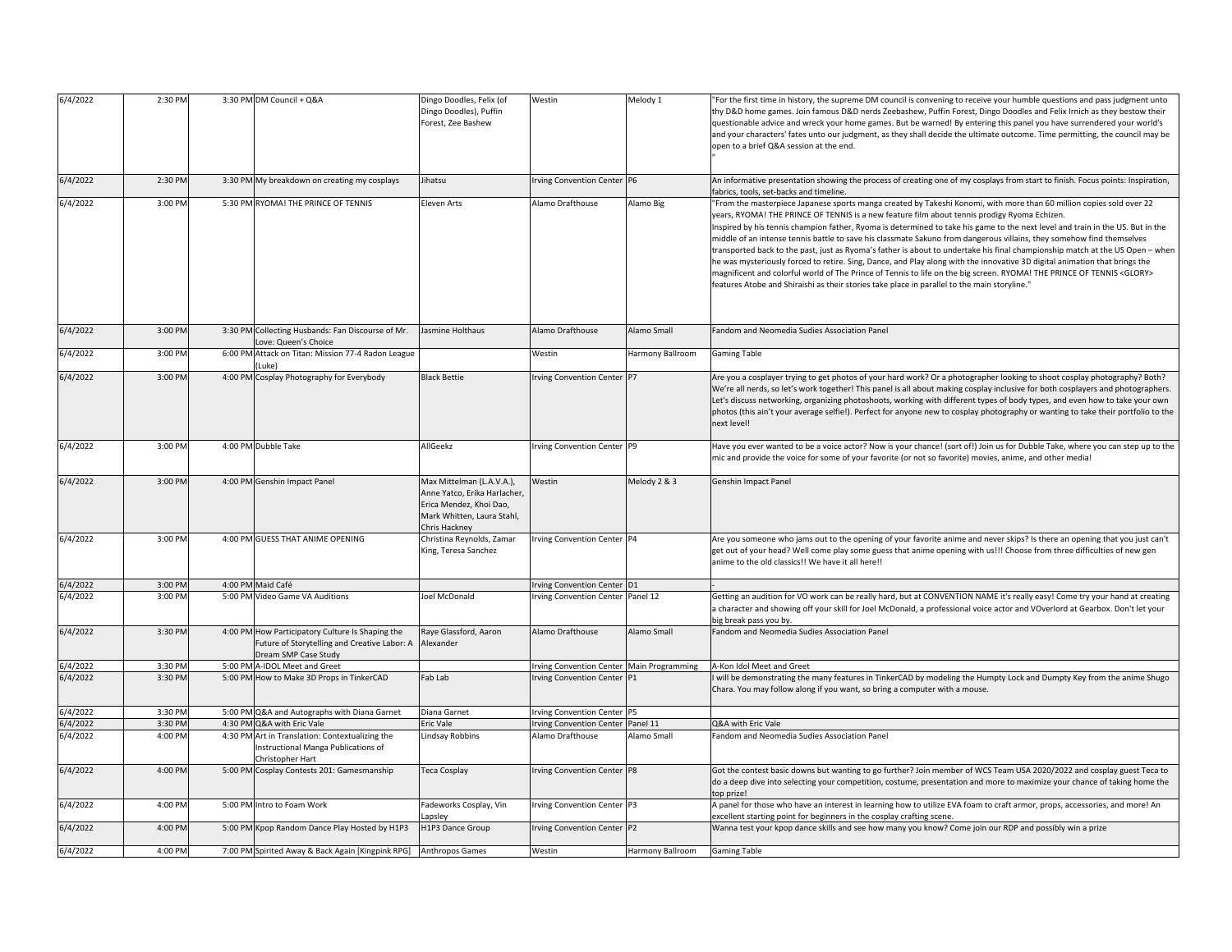| 6/4/2022 | 2:30 PM | 3:30 PM | DM Council + Q&A | Dingo Doodles, Felix (of Dingo Doodles), Puffin Forest, Zee Bashew | Westin | Melody 1 | "For the first time in history, the supreme DM council is convening to receive your humble questions and pass judgment unto thy D&D home games. Join famous D&D nerds Zeebashew, Puffin Forest, Dingo Doodles and Felix Irnich as they bestow their questionable advice and wreck your home games. But be warned! By entering this panel you have surrendered your world's and your characters' fates unto our judgment, as they shall decide the ultimate outcome. Time permitting, the council may be open to a brief Q&A session at the end. " |
|---|---|---|---|---|---|---|---|
| 6/4/2022 | 2:30 PM | 3:30 PM | My breakdown on creating my cosplays | Jihatsu | Irving Convention Center | P6 | An informative presentation showing the process of creating one of my cosplays from start to finish. Focus points: Inspiration, fabrics, tools, set-backs and timeline. |
| 6/4/2022 | 3:00 PM | 5:30 PM | RYOMA! THE PRINCE OF TENNIS | Eleven Arts | Alamo Drafthouse | Alamo Big | "From the masterpiece Japanese sports manga created by Takeshi Konomi, with more than 60 million copies sold over 22 years, RYOMA! THE PRINCE OF TENNIS is a new feature film about tennis prodigy Ryoma Echizen. Inspired by his tennis champion father, Ryoma is determined to take his game to the next level and train in the US. But in the middle of an intense tennis battle to save his classmate Sakuno from dangerous villains, they somehow find themselves transported back to the past, just as Ryoma's father is about to undertake his final championship match at the US Open – when he was mysteriously forced to retire. Sing, Dance, and Play along with the innovative 3D digital animation that brings the magnificent and colorful world of The Prince of Tennis to life on the big screen. RYOMA! THE PRINCE OF TENNIS <GLORY> features Atobe and Shiraishi as their stories take place in parallel to the main storyline." |
| 6/4/2022 | 3:00 PM | 3:30 PM | Collecting Husbands: Fan Discourse of Mr. Love: Queen's Choice | Jasmine Holthaus | Alamo Drafthouse | Alamo Small | Fandom and Neomedia Sudies Association Panel |
| 6/4/2022 | 3:00 PM | 6:00 PM | Attack on Titan: Mission 77-4 Radon League (Luke) | | Westin | Harmony Ballroom | Gaming Table |
| 6/4/2022 | 3:00 PM | 4:00 PM | Cosplay Photography for Everybody | Black Bettie | Irving Convention Center | P7 | Are you a cosplayer trying to get photos of your hard work? Or a photographer looking to shoot cosplay photography? Both? We're all nerds, so let's work together! This panel is all about making cosplay inclusive for both cosplayers and photographers. Let's discuss networking, organizing photoshoots, working with different types of body types, and even how to take your own photos (this ain't your average selfie!). Perfect for anyone new to cosplay photography or wanting to take their portfolio to the next level! |
| 6/4/2022 | 3:00 PM | 4:00 PM | Dubble Take | AllGeekz | Irving Convention Center | P9 | Have you ever wanted to be a voice actor? Now is your chance! (sort of!) Join us for Dubble Take, where you can step up to the mic and provide the voice for some of your favorite (or not so favorite) movies, anime, and other media! |
| 6/4/2022 | 3:00 PM | 4:00 PM | Genshin Impact Panel | Max Mittelman (L.A.V.A.), Anne Yatco, Erika Harlacher, Erica Mendez, Khoi Dao, Mark Whitten, Laura Stahl, Chris Hackney | Westin | Melody 2 & 3 | Genshin Impact Panel |
| 6/4/2022 | 3:00 PM | 4:00 PM | GUESS THAT ANIME OPENING | Christina Reynolds, Zamar King, Teresa Sanchez | Irving Convention Center | P4 | Are you someone who jams out to the opening of your favorite anime and never skips? Is there an opening that you just can't get out of your head? Well come play some guess that anime opening with us!!! Choose from three difficulties of new gen anime to the old classics!! We have it all here!! |
| 6/4/2022 | 3:00 PM | 4:00 PM | Maid Café | | Irving Convention Center | D1 | - |
| 6/4/2022 | 3:00 PM | 5:00 PM | Video Game VA Auditions | Joel McDonald | Irving Convention Center | Panel 12 | Getting an audition for VO work can be really hard, but at CONVENTION NAME it's really easy! Come try your hand at creating a character and showing off your skill for Joel McDonald, a professional voice actor and VOverlord at Gearbox. Don't let your big break pass you by. |
| 6/4/2022 | 3:30 PM | 4:00 PM | How Participatory Culture Is Shaping the Future of Storytelling and Creative Labor: A Dream SMP Case Study | Raye Glassford, Aaron Alexander | Alamo Drafthouse | Alamo Small | Fandom and Neomedia Sudies Association Panel |
| 6/4/2022 | 3:30 PM | 5:00 PM | A-IDOL Meet and Greet | | Irving Convention Center | Main Programming | A-Kon Idol Meet and Greet |
| 6/4/2022 | 3:30 PM | 5:00 PM | How to Make 3D Props in TinkerCAD | Fab Lab | Irving Convention Center | P1 | I will be demonstrating the many features in TinkerCAD by modeling the Humpty Lock and Dumpty Key from the anime Shugo Chara. You may follow along if you want, so bring a computer with a mouse. |
| 6/4/2022 | 3:30 PM | 5:00 PM | Q&A and Autographs with Diana Garnet | Diana Garnet | Irving Convention Center | P5 | |
| 6/4/2022 | 3:30 PM | 4:30 PM | Q&A with Eric Vale | Eric Vale | Irving Convention Center | Panel 11 | Q&A with Eric Vale |
| 6/4/2022 | 4:00 PM | 4:30 PM | Art in Translation: Contextualizing the Instructional Manga Publications of Christopher Hart | Lindsay Robbins | Alamo Drafthouse | Alamo Small | Fandom and Neomedia Sudies Association Panel |
| 6/4/2022 | 4:00 PM | 5:00 PM | Cosplay Contests 201: Gamesmanship | Teca Cosplay | Irving Convention Center | P8 | Got the contest basic downs but wanting to go further? Join member of WCS Team USA 2020/2022 and cosplay guest Teca to do a deep dive into selecting your competition, costume, presentation and more to maximize your chance of taking home the top prize! |
| 6/4/2022 | 4:00 PM | 5:00 PM | Intro to Foam Work | Fadeworks Cosplay, Vin Lapsley | Irving Convention Center | P3 | A panel for those who have an interest in learning how to utilize EVA foam to craft armor, props, accessories, and more! An excellent starting point for beginners in the cosplay crafting scene. |
| 6/4/2022 | 4:00 PM | 5:00 PM | Kpop Random Dance Play Hosted by H1P3 | H1P3 Dance Group | Irving Convention Center | P2 | Wanna test your kpop dance skills and see how many you know? Come join our RDP and possibly win a prize |
| 6/4/2022 | 4:00 PM | 7:00 PM | Spirited Away & Back Again [Kingpink RPG] | Anthropos Games | Westin | Harmony Ballroom | Gaming Table |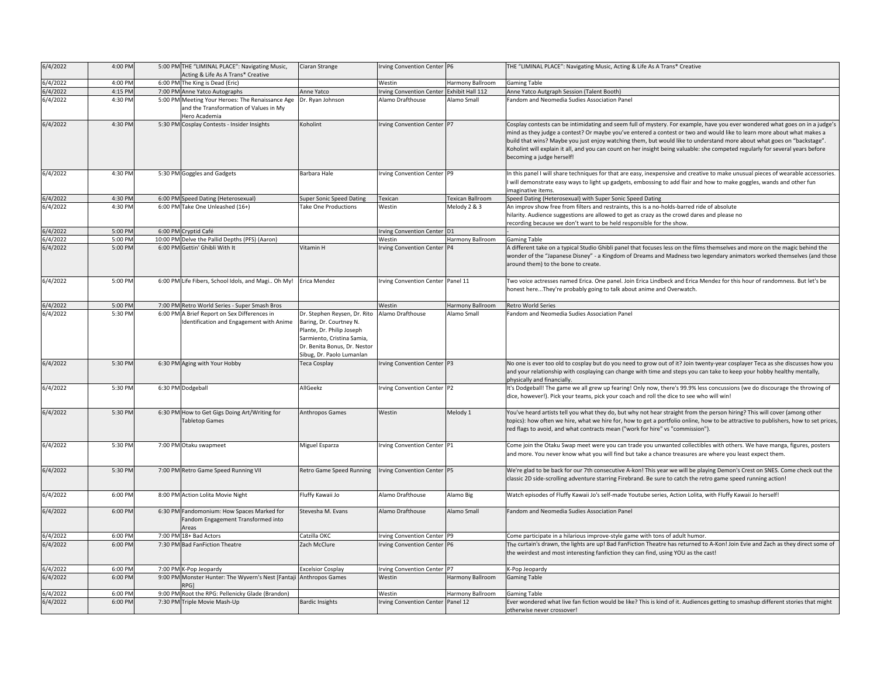| | | | | | | | |
|---|---|---|---|---|---|---|---|
| 6/4/2022 | 4:00 PM | 5:00 PM | THE "LIMINAL PLACE": Navigating Music, Acting & Life As A Trans* Creative | Ciaran Strange | Irving Convention Center | P6 | THE "LIMINAL PLACE": Navigating Music, Acting & Life As A Trans* Creative |
| 6/4/2022 | 4:00 PM | 6:00 PM | The King is Dead (Eric) | | Westin | Harmony Ballroom | Gaming Table |
| 6/4/2022 | 4:15 PM | 7:00 PM | Anne Yatco Autographs | Anne Yatco | Irving Convention Center | Exhibit Hall 112 | Anne Yatco Autgraph Session (Talent Booth) |
| 6/4/2022 | 4:30 PM | 5:00 PM | Meeting Your Heroes: The Renaissance Age and the Transformation of Values in My Hero Academia | Dr. Ryan Johnson | Alamo Drafthouse | Alamo Small | Fandom and Neomedia Sudies Association Panel |
| 6/4/2022 | 4:30 PM | 5:30 PM | Cosplay Contests - Insider Insights | Koholint | Irving Convention Center | P7 | Cosplay contests can be intimidating and seem full of mystery. For example, have you ever wondered what goes on in a judge's mind as they judge a contest? Or maybe you've entered a contest or two and would like to learn more about what makes a build that wins? Maybe you just enjoy watching them, but would like to understand more about what goes on "backstage". Koholint will explain it all, and you can count on her insight being valuable: she competed regularly for several years before becoming a judge herself! |
| 6/4/2022 | 4:30 PM | 5:30 PM | Goggles and Gadgets | Barbara Hale | Irving Convention Center | P9 | In this panel I will share techniques for that are easy, inexpensive and creative to make unusual pieces of wearable accessories. I will demonstrate easy ways to light up gadgets, embossing to add flair and how to make goggles, wands and other fun imaginative items. |
| 6/4/2022 | 4:30 PM | 6:00 PM | Speed Dating (Heterosexual) | Super Sonic Speed Dating | Texican | Texican Ballroom | Speed Dating (Heterosexual) with Super Sonic Speed Dating |
| 6/4/2022 | 4:30 PM | 6:00 PM | Take One Unleashed (16+) | Take One Productions | Westin | Melody 2 & 3 | An improv show free from filters and restraints, this is a no-holds-barred ride of absolute hilarity. Audience suggestions are allowed to get as crazy as the crowd dares and please no recording because we don't want to be held responsible for the show. |
| 6/4/2022 | 5:00 PM | 6:00 PM | Cryptid Café | | Irving Convention Center | D1 | - |
| 6/4/2022 | 5:00 PM | 10:00 PM | Delve the Pallid Depths (PFS) (Aaron) | | Westin | Harmony Ballroom | Gaming Table |
| 6/4/2022 | 5:00 PM | 6:00 PM | Gettin' Ghibli With It | Vitamin H | Irving Convention Center | P4 | A different take on a typical Studio Ghibli panel that focuses less on the films themselves and more on the magic behind the wonder of the "Japanese Disney" - a Kingdom of Dreams and Madness two legendary animators worked themselves (and those around them) to the bone to create. |
| 6/4/2022 | 5:00 PM | 6:00 PM | Life Fibers, School Idols, and Magi.. Oh My! | Erica Mendez | Irving Convention Center | Panel 11 | Two voice actresses named Erica. One panel. Join Erica Lindbeck and Erica Mendez for this hour of randomness. But let's be honest here...They're probably going to talk about anime and Overwatch. |
| 6/4/2022 | 5:00 PM | 7:00 PM | Retro World Series - Super Smash Bros | | Westin | Harmony Ballroom | Retro World Series |
| 6/4/2022 | 5:30 PM | 6:00 PM | A Brief Report on Sex Differences in Identification and Engagement with Anime | Dr. Stephen Reysen, Dr. Rito Baring, Dr. Courtney N. Plante, Dr. Philip Joseph Sarmiento, Cristina Samia, Dr. Benita Bonus, Dr. Nestor Sibug, Dr. Paolo Lumanlan | Alamo Drafthouse | Alamo Small | Fandom and Neomedia Sudies Association Panel |
| 6/4/2022 | 5:30 PM | 6:30 PM | Aging with Your Hobby | Teca Cosplay | Irving Convention Center | P3 | No one is ever too old to cosplay but do you need to grow out of it? Join twenty-year cosplayer Teca as she discusses how you and your relationship with cosplaying can change with time and steps you can take to keep your hobby healthy mentally, physically and financially. |
| 6/4/2022 | 5:30 PM | 6:30 PM | Dodgeball | AllGeekz | Irving Convention Center | P2 | It's Dodgeball! The game we all grew up fearing! Only now, there's 99.9% less concussions (we do discourage the throwing of dice, however!). Pick your teams, pick your coach and roll the dice to see who will win! |
| 6/4/2022 | 5:30 PM | 6:30 PM | How to Get Gigs Doing Art/Writing for Tabletop Games | Anthropos Games | Westin | Melody 1 | You've heard artists tell you what they do, but why not hear straight from the person hiring? This will cover (among other topics): how often we hire, what we hire for, how to get a portfolio online, how to be attractive to publishers, how to set prices, red flags to avoid, and what contracts mean ("work for hire" vs "commission"). |
| 6/4/2022 | 5:30 PM | 7:00 PM | Otaku swapmeet | Miguel Esparza | Irving Convention Center | P1 | Come join the Otaku Swap meet were you can trade you unwanted collectibles with others. We have manga, figures, posters and more. You never know what you will find but take a chance treasures are where you least expect them. |
| 6/4/2022 | 5:30 PM | 7:00 PM | Retro Game Speed Running VII | Retro Game Speed Running | Irving Convention Center | P5 | We're glad to be back for our 7th consecutive A-kon! This year we will be playing Demon's Crest on SNES. Come check out the classic 2D side-scrolling adventure starring Firebrand. Be sure to catch the retro game speed running action! |
| 6/4/2022 | 6:00 PM | 8:00 PM | Action Lolita Movie Night | Fluffy Kawaii Jo | Alamo Drafthouse | Alamo Big | Watch episodes of Fluffy Kawaii Jo's self-made Youtube series, Action Lolita, with Fluffy Kawaii Jo herself! |
| 6/4/2022 | 6:00 PM | 6:30 PM | Fandomonium: How Spaces Marked for Fandom Engagement Transformed into Areas | Stevesha M. Evans | Alamo Drafthouse | Alamo Small | Fandom and Neomedia Sudies Association Panel |
| 6/4/2022 | 6:00 PM | 7:00 PM | 18+ Bad Actors | Catzilla OKC | Irving Convention Center | P9 | Come participate in a hilarious improve-style game with tons of adult humor. |
| 6/4/2022 | 6:00 PM | 7:30 PM | Bad FanFiction Theatre | Zach McClure | Irving Convention Center | P6 | The curtain's drawn, the lights are up! Bad FanFiction Theatre has returned to A-Kon! Join Evie and Zach as they direct some of the weirdest and most interesting fanfiction they can find, using YOU as the cast! |
| 6/4/2022 | 6:00 PM | 7:00 PM | K-Pop Jeopardy | Excelsior Cosplay | Irving Convention Center | P7 | K-Pop Jeopardy |
| 6/4/2022 | 6:00 PM | 9:00 PM | Monster Hunter: The Wyvern's Nest [Fantaji RPG] | Anthropos Games | Westin | Harmony Ballroom | Gaming Table |
| 6/4/2022 | 6:00 PM | 9:00 PM | Root the RPG: Pellenicky Glade (Brandon) | | Westin | Harmony Ballroom | Gaming Table |
| 6/4/2022 | 6:00 PM | 7:30 PM | Triple Movie Mash-Up | Bardic Insights | Irving Convention Center | Panel 12 | Ever wondered what live fan fiction would be like? This is kind of it. Audiences getting to smashup different stories that might otherwise never crossover! |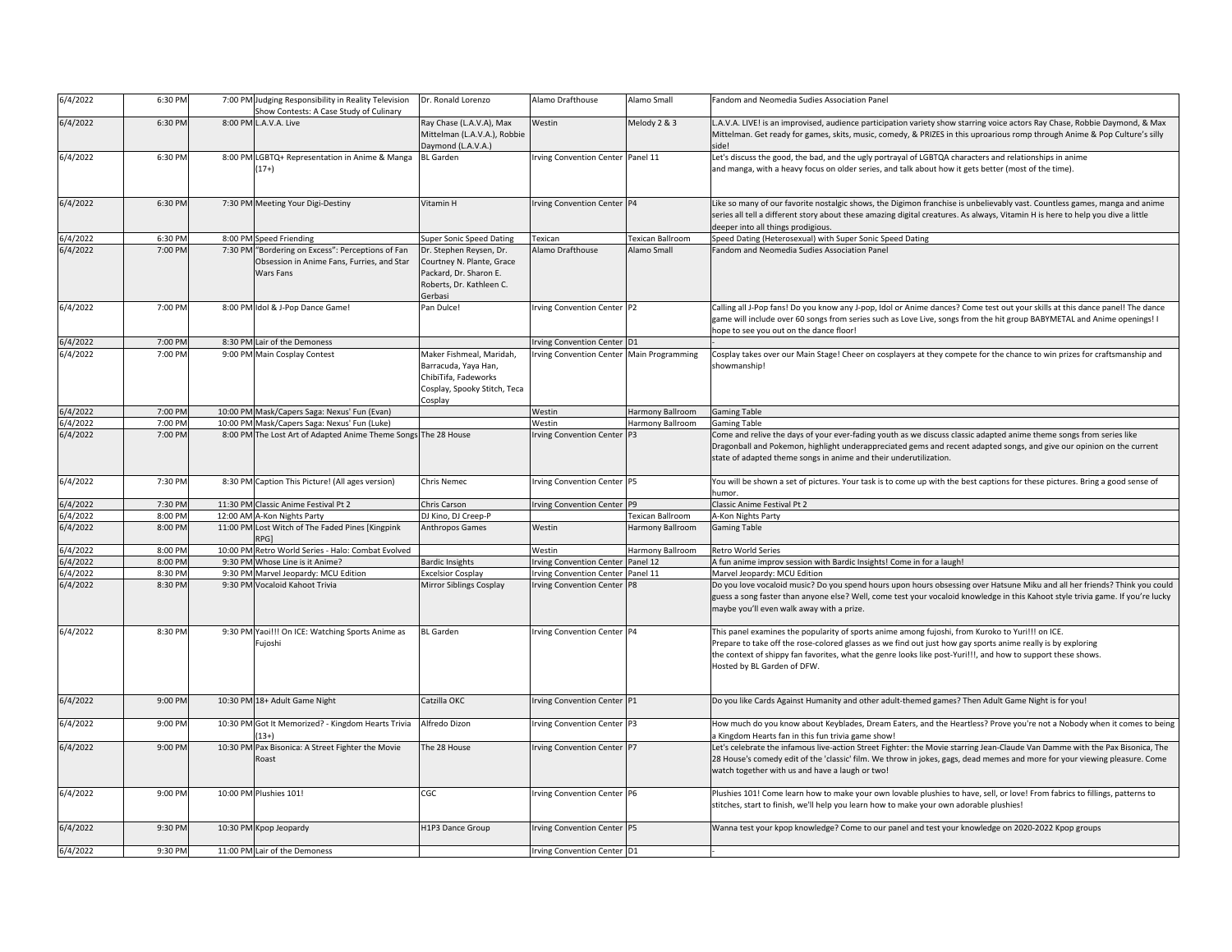| | | | | | | | |
|---|---|---|---|---|---|---|---|
| 6/4/2022 | 6:30 PM | 7:00 PM | Judging Responsibility in Reality Television Show Contests: A Case Study of Culinary | Dr. Ronald Lorenzo | Alamo Drafthouse | Alamo Small | Fandom and Neomedia Sudies Association Panel |
| 6/4/2022 | 6:30 PM | 8:00 PM | L.A.V.A. Live | Ray Chase (L.A.V.A), Max Mittelman (L.A.V.A.), Robbie Daymond (L.A.V.A.) | Westin | Melody 2 & 3 | L.A.V.A. LIVE! is an improvised, audience participation variety show starring voice actors Ray Chase, Robbie Daymond, & Max Mittelman. Get ready for games, skits, music, comedy, & PRIZES in this uproarious romp through Anime & Pop Culture's silly side! |
| 6/4/2022 | 6:30 PM | 8:00 PM | LGBTQ+ Representation in Anime & Manga (17+) | BL Garden | Irving Convention Center | Panel 11 | Let's discuss the good, the bad, and the ugly portrayal of LGBTQA characters and relationships in anime and manga, with a heavy focus on older series, and talk about how it gets better (most of the time). |
| 6/4/2022 | 6:30 PM | 7:30 PM | Meeting Your Digi-Destiny | Vitamin H | Irving Convention Center | P4 | Like so many of our favorite nostalgic shows, the Digimon franchise is unbelievably vast. Countless games, manga and anime series all tell a different story about these amazing digital creatures. As always, Vitamin H is here to help you dive a little deeper into all things prodigious. |
| 6/4/2022 | 6:30 PM | 8:00 PM | Speed Friending | Super Sonic Speed Dating | Texican | Texican Ballroom | Speed Dating (Heterosexual) with Super Sonic Speed Dating |
| 6/4/2022 | 7:00 PM | 7:30 PM | "Bordering on Excess": Perceptions of Fan Obsession in Anime Fans, Furries, and Star Wars Fans | Dr. Stephen Reysen, Dr. Courtney N. Plante, Grace Packard, Dr. Sharon E. Roberts, Dr. Kathleen C. Gerbasi | Alamo Drafthouse | Alamo Small | Fandom and Neomedia Sudies Association Panel |
| 6/4/2022 | 7:00 PM | 8:00 PM | Idol & J-Pop Dance Game! | Pan Dulce! | Irving Convention Center | P2 | Calling all J-Pop fans! Do you know any J-pop, Idol or Anime dances? Come test out your skills at this dance panel! The dance game will include over 60 songs from series such as Love Live, songs from the hit group BABYMETAL and Anime openings! I hope to see you out on the dance floor! |
| 6/4/2022 | 7:00 PM | 8:30 PM | Lair of the Demoness | | Irving Convention Center | D1 | - |
| 6/4/2022 | 7:00 PM | 9:00 PM | Main Cosplay Contest | Maker Fishmeal, Maridah, Barracuda, Yaya Han, ChibiTifa, Fadeworks Cosplay, Spooky Stitch, Teca Cosplay | Irving Convention Center | Main Programming | Cosplay takes over our Main Stage! Cheer on cosplayers at they compete for the chance to win prizes for craftsmanship and showmanship! |
| 6/4/2022 | 7:00 PM | 10:00 PM | Mask/Capers Saga: Nexus' Fun (Evan) | | Westin | Harmony Ballroom | Gaming Table |
| 6/4/2022 | 7:00 PM | 10:00 PM | Mask/Capers Saga: Nexus' Fun (Luke) | | Westin | Harmony Ballroom | Gaming Table |
| 6/4/2022 | 7:00 PM | 8:00 PM | The Lost Art of Adapted Anime Theme Songs | The 28 House | Irving Convention Center | P3 | Come and relive the days of your ever-fading youth as we discuss classic adapted anime theme songs from series like Dragonball and Pokemon, highlight underappreciated gems and recent adapted songs, and give our opinion on the current state of adapted theme songs in anime and their underutilization. |
| 6/4/2022 | 7:30 PM | 8:30 PM | Caption This Picture! (All ages version) | Chris Nemec | Irving Convention Center | P5 | You will be shown a set of pictures. Your task is to come up with the best captions for these pictures. Bring a good sense of humor. |
| 6/4/2022 | 7:30 PM | 11:30 PM | Classic Anime Festival Pt 2 | Chris Carson | Irving Convention Center | P9 | Classic Anime Festival Pt 2 |
| 6/4/2022 | 8:00 PM | 12:00 AM | A-Kon Nights Party | DJ Kino, DJ Creep-P | | Texican Ballroom | A-Kon Nights Party |
| 6/4/2022 | 8:00 PM | 11:00 PM | Lost Witch of The Faded Pines [Kingpink RPG] | Anthropos Games | Westin | Harmony Ballroom | Gaming Table |
| 6/4/2022 | 8:00 PM | 10:00 PM | Retro World Series - Halo: Combat Evolved | | Westin | Harmony Ballroom | Retro World Series |
| 6/4/2022 | 8:00 PM | 9:30 PM | Whose Line is it Anime? | Bardic Insights | Irving Convention Center | Panel 12 | A fun anime improv session with Bardic Insights! Come in for a laugh! |
| 6/4/2022 | 8:30 PM | 9:30 PM | Marvel Jeopardy: MCU Edition | Excelsior Cosplay | Irving Convention Center | Panel 11 | Marvel Jeopardy: MCU Edition |
| 6/4/2022 | 8:30 PM | 9:30 PM | Vocaloid Kahoot Trivia | Mirror Siblings Cosplay | Irving Convention Center | P8 | Do you love vocaloid music? Do you spend hours upon hours obsessing over Hatsune Miku and all her friends? Think you could guess a song faster than anyone else? Well, come test your vocaloid knowledge in this Kahoot style trivia game. If you're lucky maybe you'll even walk away with a prize. |
| 6/4/2022 | 8:30 PM | 9:30 PM | Yaoi!!! On ICE: Watching Sports Anime as Fujoshi | BL Garden | Irving Convention Center | P4 | This panel examines the popularity of sports anime among fujoshi, from Kuroko to Yuri!!! on ICE. Prepare to take off the rose-colored glasses as we find out just how gay sports anime really is by exploring the context of shippy fan favorites, what the genre looks like post-Yuri!!!, and how to support these shows. Hosted by BL Garden of DFW. |
| 6/4/2022 | 9:00 PM | 10:30 PM | 18+ Adult Game Night | Catzilla OKC | Irving Convention Center | P1 | Do you like Cards Against Humanity and other adult-themed games? Then Adult Game Night is for you! |
| 6/4/2022 | 9:00 PM | 10:30 PM | Got It Memorized? - Kingdom Hearts Trivia (13+) | Alfredo Dizon | Irving Convention Center | P3 | How much do you know about Keyblades, Dream Eaters, and the Heartless? Prove you're not a Nobody when it comes to being a Kingdom Hearts fan in this fun trivia game show! |
| 6/4/2022 | 9:00 PM | 10:30 PM | Pax Bisonica: A Street Fighter the Movie Roast | The 28 House | Irving Convention Center | P7 | Let's celebrate the infamous live-action Street Fighter: the Movie starring Jean-Claude Van Damme with the Pax Bisonica, The 28 House's comedy edit of the 'classic' film. We throw in jokes, gags, dead memes and more for your viewing pleasure. Come watch together with us and have a laugh or two! |
| 6/4/2022 | 9:00 PM | 10:00 PM | Plushies 101! | CGC | Irving Convention Center | P6 | Plushies 101! Come learn how to make your own lovable plushies to have, sell, or love! From fabrics to fillings, patterns to stitches, start to finish, we'll help you learn how to make your own adorable plushies! |
| 6/4/2022 | 9:30 PM | 10:30 PM | Kpop Jeopardy | H1P3 Dance Group | Irving Convention Center | P5 | Wanna test your kpop knowledge? Come to our panel and test your knowledge on 2020-2022 Kpop groups |
| 6/4/2022 | 9:30 PM | 11:00 PM | Lair of the Demoness | | Irving Convention Center | D1 | - |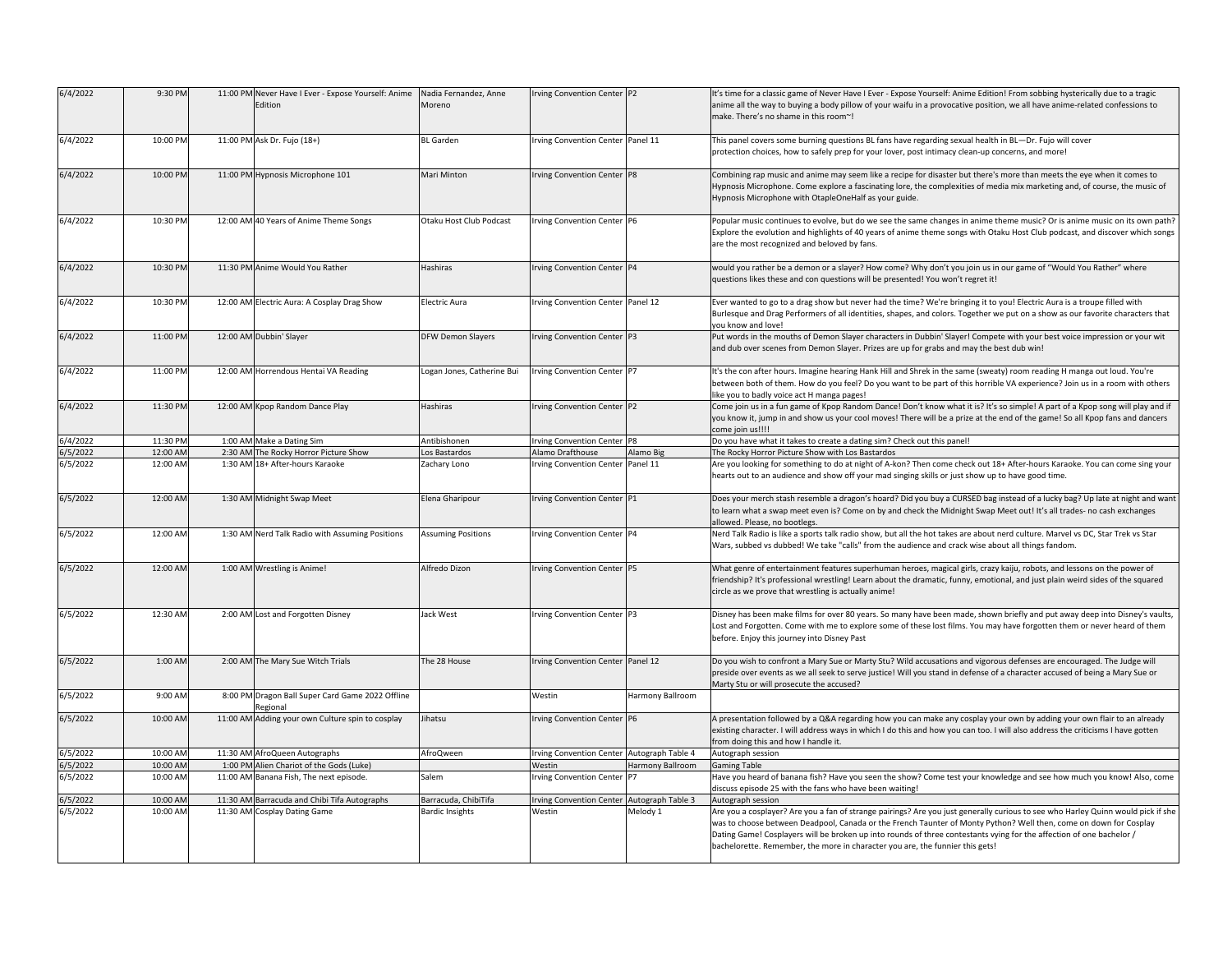| | | | | | | | |
|---|---|---|---|---|---|---|---|
| 6/4/2022 | 9:30 PM | 11:00 PM | Never Have I Ever - Expose Yourself: Anime Edition | Nadia Fernandez, Anne Moreno | Irving Convention Center | P2 | It's time for a classic game of Never Have I Ever - Expose Yourself: Anime Edition! From sobbing hysterically due to a tragic anime all the way to buying a body pillow of your waifu in a provocative position, we all have anime-related confessions to make. There's no shame in this room~! |
| 6/4/2022 | 10:00 PM | 11:00 PM | Ask Dr. Fujo (18+) | BL Garden | Irving Convention Center | Panel 11 | This panel covers some burning questions BL fans have regarding sexual health in BL—Dr. Fujo will cover protection choices, how to safely prep for your lover, post intimacy clean-up concerns, and more! |
| 6/4/2022 | 10:00 PM | 11:00 PM | Hypnosis Microphone 101 | Mari Minton | Irving Convention Center | P8 | Combining rap music and anime may seem like a recipe for disaster but there's more than meets the eye when it comes to Hypnosis Microphone. Come explore a fascinating lore, the complexities of media mix marketing and, of course, the music of Hypnosis Microphone with OtapleOneHalf as your guide. |
| 6/4/2022 | 10:30 PM | 12:00 AM | 40 Years of Anime Theme Songs | Otaku Host Club Podcast | Irving Convention Center | P6 | Popular music continues to evolve, but do we see the same changes in anime theme music? Or is anime music on its own path? Explore the evolution and highlights of 40 years of anime theme songs with Otaku Host Club podcast, and discover which songs are the most recognized and beloved by fans. |
| 6/4/2022 | 10:30 PM | 11:30 PM | Anime Would You Rather | Hashiras | Irving Convention Center | P4 | would you rather be a demon or a slayer? How come? Why don't you join us in our game of "Would You Rather" where questions likes these and con questions will be presented! You won't regret it! |
| 6/4/2022 | 10:30 PM | 12:00 AM | Electric Aura: A Cosplay Drag Show | Electric Aura | Irving Convention Center | Panel 12 | Ever wanted to go to a drag show but never had the time? We're bringing it to you! Electric Aura is a troupe filled with Burlesque and Drag Performers of all identities, shapes, and colors. Together we put on a show as our favorite characters that you know and love! |
| 6/4/2022 | 11:00 PM | 12:00 AM | Dubbin' Slayer | DFW Demon Slayers | Irving Convention Center | P3 | Put words in the mouths of Demon Slayer characters in Dubbin' Slayer! Compete with your best voice impression or your wit and dub over scenes from Demon Slayer. Prizes are up for grabs and may the best dub win! |
| 6/4/2022 | 11:00 PM | 12:00 AM | Horrendous Hentai VA Reading | Logan Jones, Catherine Bui | Irving Convention Center | P7 | It's the con after hours. Imagine hearing Hank Hill and Shrek in the same (sweaty) room reading H manga out loud. You're between both of them. How do you feel? Do you want to be part of this horrible VA experience? Join us in a room with others like you to badly voice act H manga pages! |
| 6/4/2022 | 11:30 PM | 12:00 AM | Kpop Random Dance Play | Hashiras | Irving Convention Center | P2 | Come join us in a fun game of Kpop Random Dance! Don't know what it is? It's so simple! A part of a Kpop song will play and if you know it, jump in and show us your cool moves! There will be a prize at the end of the game! So all Kpop fans and dancers come join us!!!! |
| 6/4/2022 | 11:30 PM | 1:00 AM | Make a Dating Sim | Antibishonen | Irving Convention Center | P8 | Do you have what it takes to create a dating sim? Check out this panel! |
| 6/5/2022 | 12:00 AM | 2:30 AM | The Rocky Horror Picture Show | Los Bastardos | Alamo Drafthouse | Alamo Big | The Rocky Horror Picture Show with Los Bastardos |
| 6/5/2022 | 12:00 AM | 1:30 AM | 18+ After-hours Karaoke | Zachary Lono | Irving Convention Center | Panel 11 | Are you looking for something to do at night of A-kon? Then come check out 18+ After-hours Karaoke. You can come sing your hearts out to an audience and show off your mad singing skills or just show up to have good time. |
| 6/5/2022 | 12:00 AM | 1:30 AM | Midnight Swap Meet | Elena Gharipour | Irving Convention Center | P1 | Does your merch stash resemble a dragon's hoard? Did you buy a CURSED bag instead of a lucky bag? Up late at night and want to learn what a swap meet even is? Come on by and check the Midnight Swap Meet out! It's all trades- no cash exchanges allowed. Please, no bootlegs. |
| 6/5/2022 | 12:00 AM | 1:30 AM | Nerd Talk Radio with Assuming Positions | Assuming Positions | Irving Convention Center | P4 | Nerd Talk Radio is like a sports talk radio show, but all the hot takes are about nerd culture. Marvel vs DC, Star Trek vs Star Wars, subbed vs dubbed! We take "calls" from the audience and crack wise about all things fandom. |
| 6/5/2022 | 12:00 AM | 1:00 AM | Wrestling is Anime! | Alfredo Dizon | Irving Convention Center | P5 | What genre of entertainment features superhuman heroes, magical girls, crazy kaiju, robots, and lessons on the power of friendship? It's professional wrestling! Learn about the dramatic, funny, emotional, and just plain weird sides of the squared circle as we prove that wrestling is actually anime! |
| 6/5/2022 | 12:30 AM | 2:00 AM | Lost and Forgotten Disney | Jack West | Irving Convention Center | P3 | Disney has been make films for over 80 years. So many have been made, shown briefly and put away deep into Disney's vaults, Lost and Forgotten. Come with me to explore some of these lost films. You may have forgotten them or never heard of them before. Enjoy this journey into Disney Past |
| 6/5/2022 | 1:00 AM | 2:00 AM | The Mary Sue Witch Trials | The 28 House | Irving Convention Center | Panel 12 | Do you wish to confront a Mary Sue or Marty Stu? Wild accusations and vigorous defenses are encouraged. The Judge will preside over events as we all seek to serve justice! Will you stand in defense of a character accused of being a Mary Sue or Marty Stu or will prosecute the accused? |
| 6/5/2022 | 9:00 AM | 8:00 PM | Dragon Ball Super Card Game 2022 Offline Regional | | Westin | Harmony Ballroom | |
| 6/5/2022 | 10:00 AM | 11:00 AM | Adding your own Culture spin to cosplay | Jihatsu | Irving Convention Center | P6 | A presentation followed by a Q&A regarding how you can make any cosplay your own by adding your own flair to an already existing character. I will address ways in which I do this and how you can too. I will also address the criticisms I have gotten from doing this and how I handle it. |
| 6/5/2022 | 10:00 AM | 11:30 AM | AfroQueen Autographs | AfroQween | Irving Convention Center | Autograph Table 4 | Autograph session |
| 6/5/2022 | 10:00 AM | 1:00 PM | Alien Chariot of the Gods (Luke) | | Westin | Harmony Ballroom | Gaming Table |
| 6/5/2022 | 10:00 AM | 11:00 AM | Banana Fish, The next episode. | Salem | Irving Convention Center | P7 | Have you heard of banana fish? Have you seen the show? Come test your knowledge and see how much you know! Also, come discuss episode 25 with the fans who have been waiting! |
| 6/5/2022 | 10:00 AM | 11:30 AM | Barracuda and Chibi Tifa Autographs | Barracuda, ChibiTifa | Irving Convention Center | Autograph Table 3 | Autograph session |
| 6/5/2022 | 10:00 AM | 11:30 AM | Cosplay Dating Game | Bardic Insights | Westin | Melody 1 | Are you a cosplayer? Are you a fan of strange pairings? Are you just generally curious to see who Harley Quinn would pick if she was to choose between Deadpool, Canada or the French Taunter of Monty Python? Well then, come on down for Cosplay Dating Game! Cosplayers will be broken up into rounds of three contestants vying for the affection of one bachelor / bachelorette. Remember, the more in character you are, the funnier this gets! |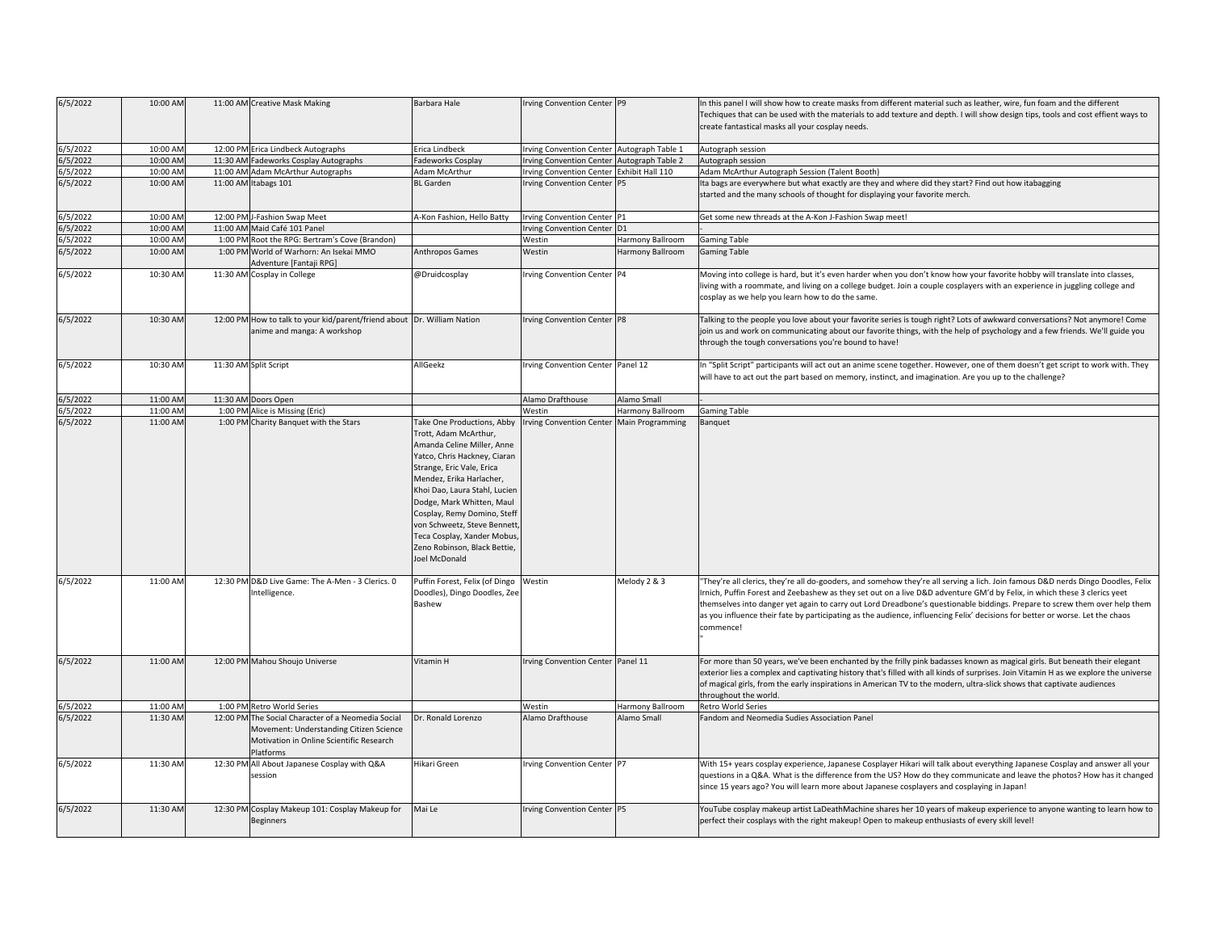| | | | | | | | |
|---|---|---|---|---|---|---|---|
| 6/5/2022 | 10:00 AM | 11:00 AM | Creative Mask Making | Barbara Hale | Irving Convention Center | P9 | In this panel I will show how to create masks from different material such as leather, wire, fun foam and the different Techiques that can be used with the materials to add texture and depth. I will show design tips, tools and cost effient ways to create fantastical masks all your cosplay needs. |
| 6/5/2022 | 10:00 AM | 12:00 PM | Erica Lindbeck Autographs | Erica Lindbeck | Irving Convention Center | Autograph Table 1 | Autograph session |
| 6/5/2022 | 10:00 AM | 11:30 AM | Fadeworks Cosplay Autographs | Fadeworks Cosplay | Irving Convention Center | Autograph Table 2 | Autograph session |
| 6/5/2022 | 10:00 AM | 11:00 AM | Adam McArthur Autographs | Adam McArthur | Irving Convention Center | Exhibit Hall 110 | Adam McArthur Autograph Session (Talent Booth) |
| 6/5/2022 | 10:00 AM | 11:00 AM | Itabags 101 | BL Garden | Irving Convention Center | P5 | Ita bags are everywhere but what exactly are they and where did they start? Find out how itabagging started and the many schools of thought for displaying your favorite merch. |
| 6/5/2022 | 10:00 AM | 12:00 PM | J-Fashion Swap Meet | A-Kon Fashion, Hello Batty | Irving Convention Center | P1 | Get some new threads at the A-Kon J-Fashion Swap meet! |
| 6/5/2022 | 10:00 AM | 11:00 AM | Maid Café 101 Panel | | Irving Convention Center | D1 | - |
| 6/5/2022 | 10:00 AM | 1:00 PM | Root the RPG: Bertram's Cove (Brandon) | | Westin | Harmony Ballroom | Gaming Table |
| 6/5/2022 | 10:00 AM | 1:00 PM | World of Warhorn: An Isekai MMO Adventure [Fantaji RPG] | Anthropos Games | Westin | Harmony Ballroom | Gaming Table |
| 6/5/2022 | 10:30 AM | 11:30 AM | Cosplay in College | @Druidcosplay | Irving Convention Center | P4 | Moving into college is hard, but it's even harder when you don't know how your favorite hobby will translate into classes, living with a roommate, and living on a college budget. Join a couple cosplayers with an experience in juggling college and cosplay as we help you learn how to do the same. |
| 6/5/2022 | 10:30 AM | 12:00 PM | How to talk to your kid/parent/friend about anime and manga: A workshop | Dr. William Nation | Irving Convention Center | P8 | Talking to the people you love about your favorite series is tough right? Lots of awkward conversations? Not anymore! Come join us and work on communicating about our favorite things, with the help of psychology and a few friends. We'll guide you through the tough conversations you're bound to have! |
| 6/5/2022 | 10:30 AM | 11:30 AM | Split Script | AllGeekz | Irving Convention Center | Panel 12 | In "Split Script" participants will act out an anime scene together. However, one of them doesn't get script to work with. They will have to act out the part based on memory, instinct, and imagination. Are you up to the challenge? |
| 6/5/2022 | 11:00 AM | 11:30 AM | Doors Open | | Alamo Drafthouse | Alamo Small | - |
| 6/5/2022 | 11:00 AM | 1:00 PM | Alice is Missing (Eric) | | Westin | Harmony Ballroom | Gaming Table |
| 6/5/2022 | 11:00 AM | 1:00 PM | Charity Banquet with the Stars | Take One Productions, Abby Trott, Adam McArthur, Amanda Celine Miller, Anne Yatco, Chris Hackney, Ciaran Strange, Eric Vale, Erica Mendez, Erika Harlacher, Khoi Dao, Laura Stahl, Lucien Dodge, Mark Whitten, Maul Cosplay, Remy Domino, Steff von Schweetz, Steve Bennett, Teca Cosplay, Xander Mobus, Zeno Robinson, Black Bettie, Joel McDonald | Irving Convention Center | Main Programming | Banquet |
| 6/5/2022 | 11:00 AM | 12:30 PM | D&D Live Game: The A-Men - 3 Clerics. 0 Intelligence. | Puffin Forest, Felix (of Dingo Doodles), Dingo Doodles, Zee Bashew | Westin | Melody 2 & 3 | "They're all clerics, they're all do-gooders, and somehow they're all serving a lich. Join famous D&D nerds Dingo Doodles, Felix Irnich, Puffin Forest and Zeebashew as they set out on a live D&D adventure GM'd by Felix, in which these 3 clerics yeet themselves into danger yet again to carry out Lord Dreadbone's questionable biddings. Prepare to screw them over help them as you influence their fate by participating as the audience, influencing Felix' decisions for better or worse. Let the chaos commence! " |
| 6/5/2022 | 11:00 AM | 12:00 PM | Mahou Shoujo Universe | Vitamin H | Irving Convention Center | Panel 11 | For more than 50 years, we've been enchanted by the frilly pink badasses known as magical girls. But beneath their elegant exterior lies a complex and captivating history that's filled with all kinds of surprises. Join Vitamin H as we explore the universe of magical girls, from the early inspirations in American TV to the modern, ultra-slick shows that captivate audiences throughout the world. |
| 6/5/2022 | 11:00 AM | 1:00 PM | Retro World Series | | Westin | Harmony Ballroom | Retro World Series |
| 6/5/2022 | 11:30 AM | 12:00 PM | The Social Character of a Neomedia Social Movement: Understanding Citizen Science Motivation in Online Scientific Research Platforms | Dr. Ronald Lorenzo | Alamo Drafthouse | Alamo Small | Fandom and Neomedia Sudies Association Panel |
| 6/5/2022 | 11:30 AM | 12:30 PM | All About Japanese Cosplay with Q&A session | Hikari Green | Irving Convention Center | P7 | With 15+ years cosplay experience, Japanese Cosplayer Hikari will talk about everything Japanese Cosplay and answer all your questions in a Q&A. What is the difference from the US? How do they communicate and leave the photos? How has it changed since 15 years ago? You will learn more about Japanese cosplayers and cosplaying in Japan! |
| 6/5/2022 | 11:30 AM | 12:30 PM | Cosplay Makeup 101: Cosplay Makeup for Beginners | Mai Le | Irving Convention Center | P5 | YouTube cosplay makeup artist LaDeathMachine shares her 10 years of makeup experience to anyone wanting to learn how to perfect their cosplays with the right makeup! Open to makeup enthusiasts of every skill level! |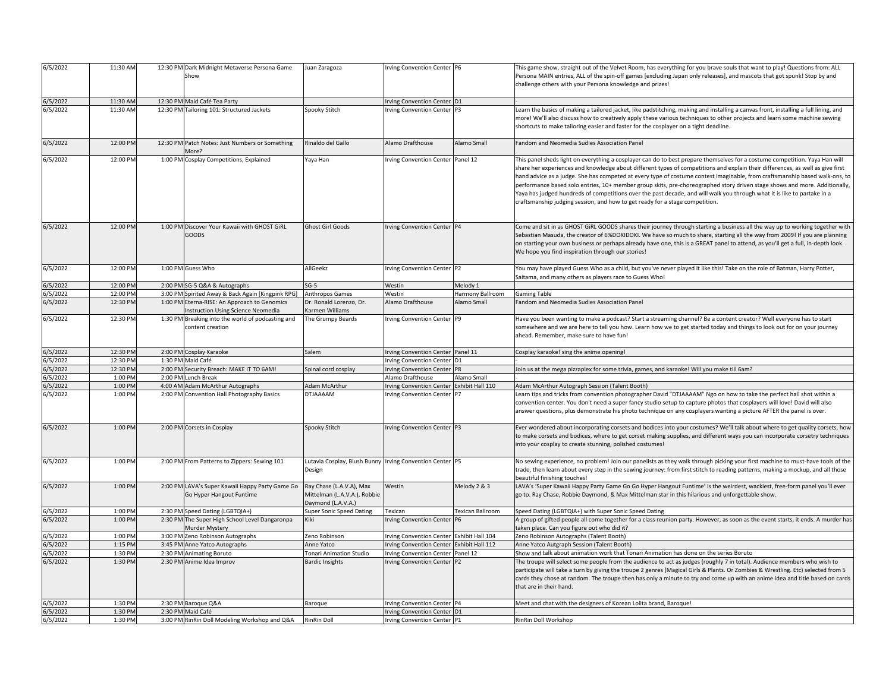| | | | | | | | |
|---|---|---|---|---|---|---|---|
| 6/5/2022 | 11:30 AM | 12:30 PM | Dark Midnight Metaverse Persona Game Show | Juan Zaragoza | Irving Convention Center | P6 | This game show, straight out of the Velvet Room, has everything for you brave souls that want to play! Questions from: ALL Persona MAIN entries, ALL of the spin-off games [excluding Japan only releases], and mascots that got spunk! Stop by and challenge others with your Persona knowledge and prizes! |
| 6/5/2022 | 11:30 AM | 12:30 PM | Maid Café Tea Party | | Irving Convention Center | D1 | - |
| 6/5/2022 | 11:30 AM | 12:30 PM | Tailoring 101: Structured Jackets | Spooky Stitch | Irving Convention Center | P3 | Learn the basics of making a tailored jacket, like padstitching, making and installing a canvas front, installing a full lining, and more! We'll also discuss how to creatively apply these various techniques to other projects and learn some machine sewing shortcuts to make tailoring easier and faster for the cosplayer on a tight deadline. |
| 6/5/2022 | 12:00 PM | 12:30 PM | Patch Notes: Just Numbers or Something More? | Rinaldo del Gallo | Alamo Drafthouse | Alamo Small | Fandom and Neomedia Sudies Association Panel |
| 6/5/2022 | 12:00 PM | 1:00 PM | Cosplay Competitions, Explained | Yaya Han | Irving Convention Center | Panel 12 | This panel sheds light on everything a cosplayer can do to best prepare themselves for a costume competition. Yaya Han will share her experiences and knowledge about different types of competitions and explain their differences, as well as give first hand advice as a judge. She has competed at every type of costume contest imaginable, from craftsmanship based walk-ons, to performance based solo entries, 10+ member group skits, pre-choreographed story driven stage shows and more. Additionally, Yaya has judged hundreds of competitions over the past decade, and will walk you through what it is like to partake in a craftsmanship judging session, and how to get ready for a stage competition. |
| 6/5/2022 | 12:00 PM | 1:00 PM | Discover Your Kawaii with GHOST GiRL GOODS | Ghost Girl Goods | Irving Convention Center | P4 | Come and sit in as GHOST GiRL GOODS shares their journey through starting a business all the way up to working together with Sebastian Masuda, the creator of 6%DOKIDOKI. We have so much to share, starting all the way from 2009! If you are planning on starting your own business or perhaps already have one, this is a GREAT panel to attend, as you'll get a full, in-depth look. We hope you find inspiration through our stories! |
| 6/5/2022 | 12:00 PM | 1:00 PM | Guess Who | AllGeekz | Irving Convention Center | P2 | You may have played Guess Who as a child, but you've never played it like this! Take on the role of Batman, Harry Potter, Saitama, and many others as players race to Guess Who! |
| 6/5/2022 | 12:00 PM | 2:00 PM | SG-5 Q&A & Autographs | SG-5 | Westin | Melody 1 | |
| 6/5/2022 | 12:00 PM | 3:00 PM | Spirited Away & Back Again [Kingpink RPG] | Anthropos Games | Westin | Harmony Ballroom | Gaming Table |
| 6/5/2022 | 12:30 PM | 1:00 PM | Eterna-RISE: An Approach to Genomics Instruction Using Science Neomedia | Dr. Ronald Lorenzo, Dr. Karmen Williams | Alamo Drafthouse | Alamo Small | Fandom and Neomedia Sudies Association Panel |
| 6/5/2022 | 12:30 PM | 1:30 PM | Breaking into the world of podcasting and content creation | The Grumpy Beards | Irving Convention Center | P9 | Have you been wanting to make a podcast? Start a streaming channel? Be a content creator? Well everyone has to start somewhere and we are here to tell you how. Learn how we to get started today and things to look out for on your journey ahead. Remember, make sure to have fun! |
| 6/5/2022 | 12:30 PM | 2:00 PM | Cosplay Karaoke | Salem | Irving Convention Center | Panel 11 | Cosplay karaoke! sing the anime opening! |
| 6/5/2022 | 12:30 PM | 1:30 PM | Maid Café | | Irving Convention Center | D1 | - |
| 6/5/2022 | 12:30 PM | 2:00 PM | Security Breach: MAKE IT TO 6AM! | Spinal cord cosplay | Irving Convention Center | P8 | Join us at the mega pizzaplex for some trivia, games, and karaoke! Will you make till 6am? |
| 6/5/2022 | 1:00 PM | 2:00 PM | Lunch Break | | Alamo Drafthouse | Alamo Small | - |
| 6/5/2022 | 1:00 PM | 4:00 AM | Adam McArthur Autographs | Adam McArthur | Irving Convention Center | Exhibit Hall 110 | Adam McArthur Autograph Session (Talent Booth) |
| 6/5/2022 | 1:00 PM | 2:00 PM | Convention Hall Photography Basics | DTJAAAAM | Irving Convention Center | P7 | Learn tips and tricks from convention photographer David "DTJAAAAM" Ngo on how to take the perfect hall shot within a convention center. You don't need a super fancy studio setup to capture photos that cosplayers will love! David will also answer questions, plus demonstrate his photo technique on any cosplayers wanting a picture AFTER the panel is over. |
| 6/5/2022 | 1:00 PM | 2:00 PM | Corsets in Cosplay | Spooky Stitch | Irving Convention Center | P3 | Ever wondered about incorporating corsets and bodices into your costumes? We'll talk about where to get quality corsets, how to make corsets and bodices, where to get corset making supplies, and different ways you can incorporate corsetry techniques into your cosplay to create stunning, polished costumes! |
| 6/5/2022 | 1:00 PM | 2:00 PM | From Patterns to Zippers: Sewing 101 | Lutavia Cosplay, Blush Bunny Design | Irving Convention Center | P5 | No sewing experience, no problem! Join our panelists as they walk through picking your first machine to must-have tools of the trade, then learn about every step in the sewing journey: from first stitch to reading patterns, making a mockup, and all those beautiful finishing touches! |
| 6/5/2022 | 1:00 PM | 2:00 PM | LAVA's Super Kawaii Happy Party Game Go Go Hyper Hangout Funtime | Ray Chase (L.A.V.A), Max Mittelman (L.A.V.A.), Robbie Daymond (L.A.V.A.) | Westin | Melody 2 & 3 | LAVA's 'Super Kawaii Happy Party Game Go Go Hyper Hangout Funtime' is the weirdest, wackiest, free-form panel you'll ever go to. Ray Chase, Robbie Daymond, & Max Mittelman star in this hilarious and unforgettable show. |
| 6/5/2022 | 1:00 PM | 2:30 PM | Speed Dating (LGBTQIA+) | Super Sonic Speed Dating | Texican | Texican Ballroom | Speed Dating (LGBTQIA+) with Super Sonic Speed Dating |
| 6/5/2022 | 1:00 PM | 2:30 PM | The Super High School Level Dangaronpa Murder Mystery | Kiki | Irving Convention Center | P6 | A group of gifted people all come together for a class reunion party. However, as soon as the event starts, it ends. A murder has taken place. Can you figure out who did it? |
| 6/5/2022 | 1:00 PM | 3:00 PM | Zeno Robinson Autographs | Zeno Robinson | Irving Convention Center | Exhibit Hall 104 | Zeno Robinson Autographs (Talent Booth) |
| 6/5/2022 | 1:15 PM | 3:45 PM | Anne Yatco Autographs | Anne Yatco | Irving Convention Center | Exhibit Hall 112 | Anne Yatco Autgraph Session (Talent Booth) |
| 6/5/2022 | 1:30 PM | 2:30 PM | Animating Boruto | Tonari Animation Studio | Irving Convention Center | Panel 12 | Show and talk about animation work that Tonari Animation has done on the series Boruto |
| 6/5/2022 | 1:30 PM | 2:30 PM | Anime Idea Improv | Bardic Insights | Irving Convention Center | P2 | The troupe will select some people from the audience to act as judges (roughly 7 in total). Audience members who wish to participate will take a turn by giving the troupe 2 genres (Magical Girls & Plants. Or Zombies & Wrestling. Etc) selected from 5 cards they chose at random. The troupe then has only a minute to try and come up with an anime idea and title based on cards that are in their hand. |
| 6/5/2022 | 1:30 PM | 2:30 PM | Baroque Q&A | Baroque | Irving Convention Center | P4 | Meet and chat with the designers of Korean Lolita brand, Baroque! |
| 6/5/2022 | 1:30 PM | 2:30 PM | Maid Café | | Irving Convention Center | D1 | - |
| 6/5/2022 | 1:30 PM | 3:00 PM | RinRin Doll Modeling Workshop and Q&A | RinRin Doll | Irving Convention Center | P1 | RinRin Doll Workshop |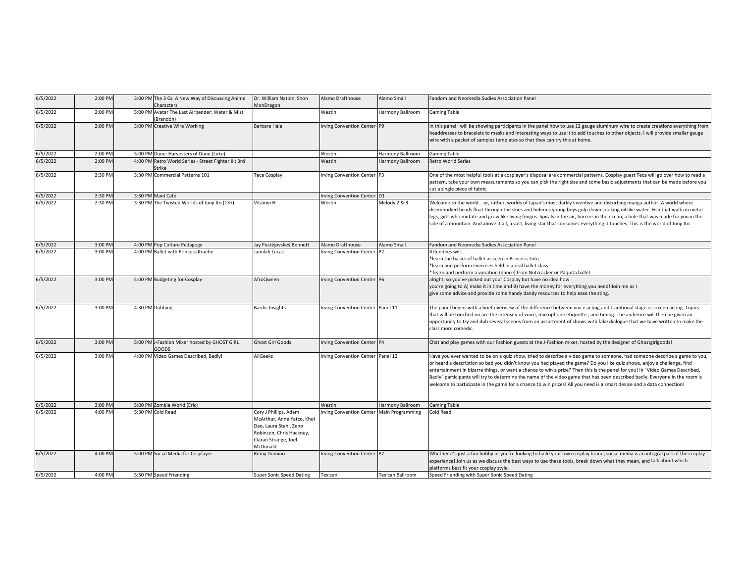| | | | | | | | |
|---|---|---|---|---|---|---|---|
| 6/5/2022 | 2:00 PM | 3:00 PM | The 3 Cs: A New Way of Discussing Anime Characters | Dr. William Nation, Shon MonDragon | Alamo Drafthouse | Alamo Small | Fandom and Neomedia Sudies Association Panel |
| 6/5/2022 | 2:00 PM | 5:00 PM | Avatar The Last Airbender: Water & Mist (Brandon) | | Westin | Harmony Ballroom | Gaming Table |
| 6/5/2022 | 2:00 PM | 3:00 PM | Creative Wire Working | Barbara Hale | Irving Convention Center | P9 | In this panel I will be showing participants in the panel how to use 12 gauge aluminum wire to create creations everything from headdresses to bracelets to masks and interesting ways to use it to add touches to other objects. I will provide smaller gauge wire with a packet of samples templates so that they can try this at home. |
| 6/5/2022 | 2:00 PM | 5:00 PM | Dune: Harvesters of Dune (Luke) | | Westin | Harmony Ballroom | Gaming Table |
| 6/5/2022 | 2:00 PM | 4:00 PM | Retro World Series - Street Fighter III: 3rd Strike | | Westin | Harmony Ballroom | Retro World Series |
| 6/5/2022 | 2:30 PM | 3:30 PM | Commercial Patterns 101 | Teca Cosplay | Irving Convention Center | P3 | One of the most helpful tools at a cosplayer's disposal are commercial patterns. Cosplay guest Teca will go over how to read a pattern, take your own measurements so you can pick the right size and some basic adjustments that can be made before you cut a single piece of fabric. |
| 6/5/2022 | 2:30 PM | 3:30 PM | Maid Café | | Irving Convention Center | D1 | - |
| 6/5/2022 | 2:30 PM | 3:30 PM | The Twisted Worlds of Junji Ito (13+) | Vitamin H | Westin | Melody 2 & 3 | Welcome to the world... or, rather, worlds of Japan's most darkly inventive and disturbing manga author. A world where disembodied heads float through the skies and hideous young boys gulp down cooking oil like water. Fish that walk on metal legs, girls who mutate and grow like living fungus. Spirals in the air, horrors in the ocean, a hole that was made for you in the side of a mountain. And above it all, a vast, living star that consumes everything it touches. This is the world of Junji Ito. |
| 6/5/2022 | 3:00 PM | 4:00 PM | Pop Culture Pedagogy | Jay Pustějovský Bennett | Alamo Drafthouse | Alamo Small | Fandom and Neomedia Sudies Association Panel |
| 6/5/2022 | 3:00 PM | 4:00 PM | Ballet with Princess Kraehe | Jamilah Lucas | Irving Convention Center | P2 | Attendees will...<br>*learn the basics of ballet as seen in Princess Tutu<br>*learn and perform exercises held in a real ballet class<br>* learn and perform a variation (dance) from Nutcracker or Paquita ballet |
| 6/5/2022 | 3:00 PM | 4:00 PM | Budgeting for Cosplay | AfroQween | Irving Convention Center | P6 | alright, so you've picked out your Cosplay but have no idea how<br>you're going to A) make it in time and B) have the money for everything you need! Join me as I<br>give some advice and provide some handy dandy resources to help ease the sting. |
| 6/5/2022 | 3:00 PM | 4:30 PM | Dubbing | Bardic Insights | Irving Convention Center | Panel 11 | The panel begins with a brief overview of the difference between voice acting and traditional stage or screen acting. Topics that will be touched on are the intensity of voice, microphone etiquette , and timing. The audience will then be given an opportunity to try and dub several scenes from an assortment of shows with fake dialogue that we have written to make the class more comedic. |
| 6/5/2022 | 3:00 PM | 5:00 PM | J-Fashion Mixer hosted by GHOST GiRL GOODS | Ghost Girl Goods | Irving Convention Center | P4 | Chat and play games with our Fashion guests at the J-Fashion mixer, hosted by the designer of Ghostgirlgoods! |
| 6/5/2022 | 3:00 PM | 4:00 PM | Video Games Described, Badly! | AllGeekz | Irving Convention Center | Panel 12 | Have you ever wanted to be on a quiz show, tried to describe a video game to someone, had someone describe a game to you, or heard a description so bad you didn't know you had played the game? Do you like quiz shows, enjoy a challenge, find entertainment in bizarre things, or want a chance to win a prize? Then this is the panel for you! In "Video Games Described, Badly" participants will try to determine the name of the video game that has been described badly. Everyone in the room is welcome to participate in the game for a chance to win prizes! All you need is a smart device and a data connection! |
| 6/5/2022 | 3:00 PM | 5:00 PM | Zombie World (Eric) | | Westin | Harmony Ballroom | Gaming Table |
| 6/5/2022 | 4:00 PM | 5:30 PM | Cold Read | Cory J Phillips, Adam McArthur, Anne Yatco, Khoi Dao, Laura Stahl, Zeno Robinson, Chris Hackney, Ciaran Strange, Joel McDonald | Irving Convention Center | Main Programming | Cold Read |
| 6/5/2022 | 4:00 PM | 5:00 PM | Social Media for Cosplayer | Remy Domino | Irving Convention Center | P7 | Whether it's just a fun hobby or you're looking to build your own cosplay brand, social media is an integral part of the cosplay experience! Join us as we discuss the best ways to use these tools, break down what they mean, and talk about which platforms best fit your cosplay style. |
| 6/5/2022 | 4:00 PM | 5:30 PM | Speed Friending | Super Sonic Speed Dating | Texican | Texican Ballroom | Speed Friending with Super Sonic Speed Dating |